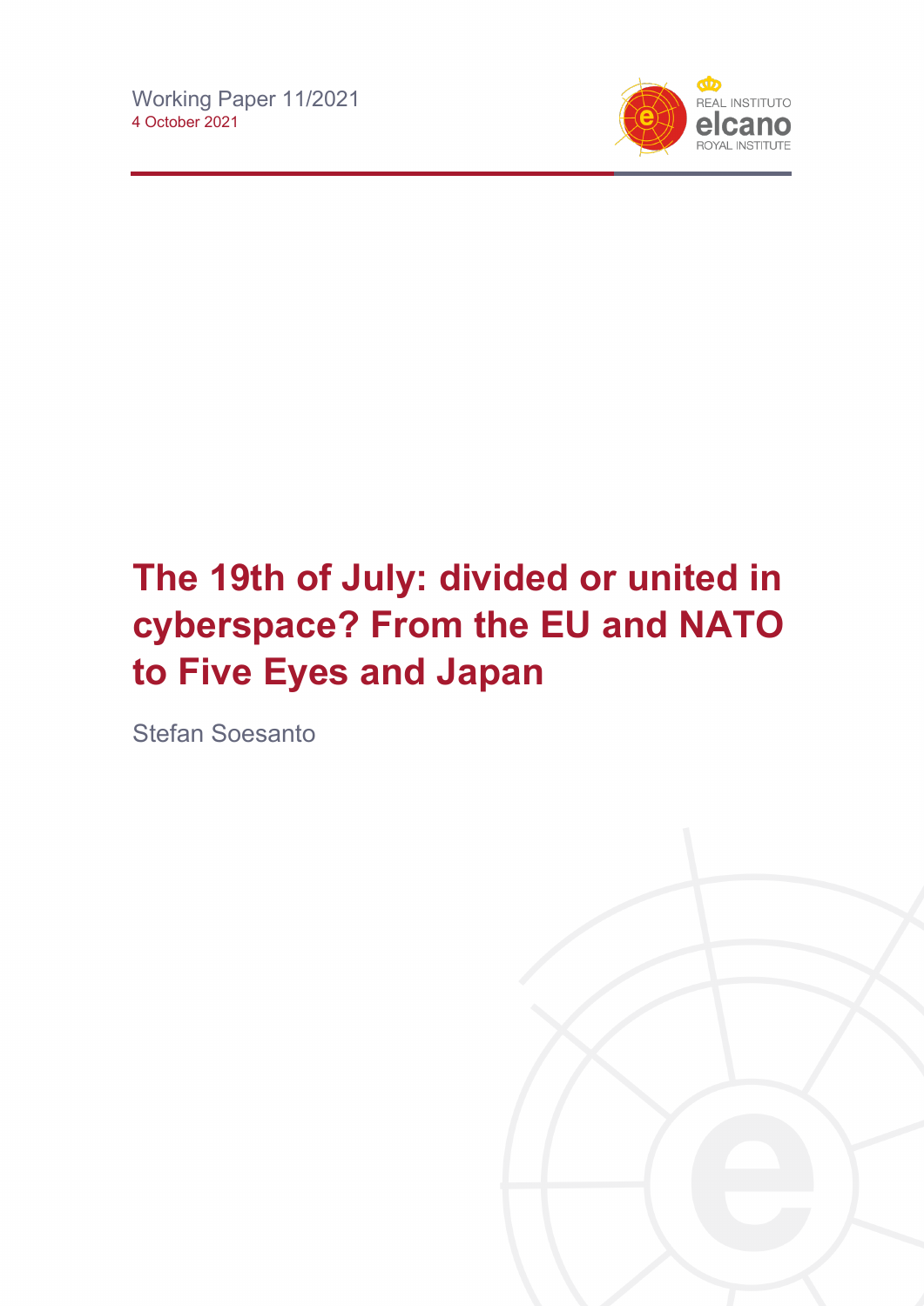Working Paper 11/2021
4 October 2021

# The 19th of July: divided or united in cyberspace? From the EU and NATO to Five Eyes and Japan

Stefan Soesanto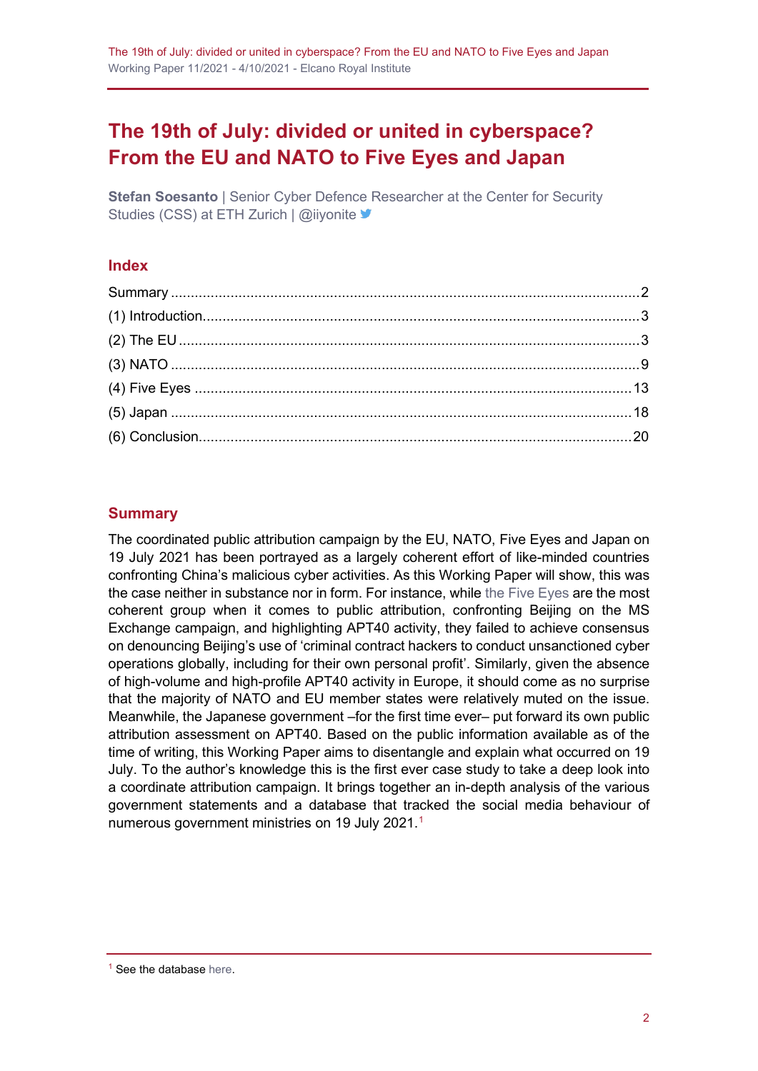# The 19th of July: divided or united in cyberspace? From the EU and NATO to Five Eyes and Japan

**Stefan Soesanto** | Senior Cyber Defence Researcher at the Center for Security Studies (CSS) at ETH Zurich | @iiyonite

## Index

Summary ..... 2
(1) Introduction ..... 3
(2) The EU ..... 3
(3) NATO ..... 9
(4) Five Eyes ..... 13
(5) Japan ..... 18
(6) Conclusion ..... 20

## Summary

The coordinated public attribution campaign by the EU, NATO, Five Eyes and Japan on 19 July 2021 has been portrayed as a largely coherent effort of like-minded countries confronting China's malicious cyber activities. As this Working Paper will show, this was the case neither in substance nor in form. For instance, while the Five Eyes are the most coherent group when it comes to public attribution, confronting Beijing on the MS Exchange campaign, and highlighting APT40 activity, they failed to achieve consensus on denouncing Beijing's use of 'criminal contract hackers to conduct unsanctioned cyber operations globally, including for their own personal profit'. Similarly, given the absence of high-volume and high-profile APT40 activity in Europe, it should come as no surprise that the majority of NATO and EU member states were relatively muted on the issue. Meanwhile, the Japanese government –for the first time ever– put forward its own public attribution assessment on APT40. Based on the public information available as of the time of writing, this Working Paper aims to disentangle and explain what occurred on 19 July. To the author's knowledge this is the first ever case study to take a deep look into a coordinate attribution campaign. It brings together an in-depth analysis of the various government statements and a database that tracked the social media behaviour of numerous government ministries on 19 July 2021.[1]

[1] See the database here.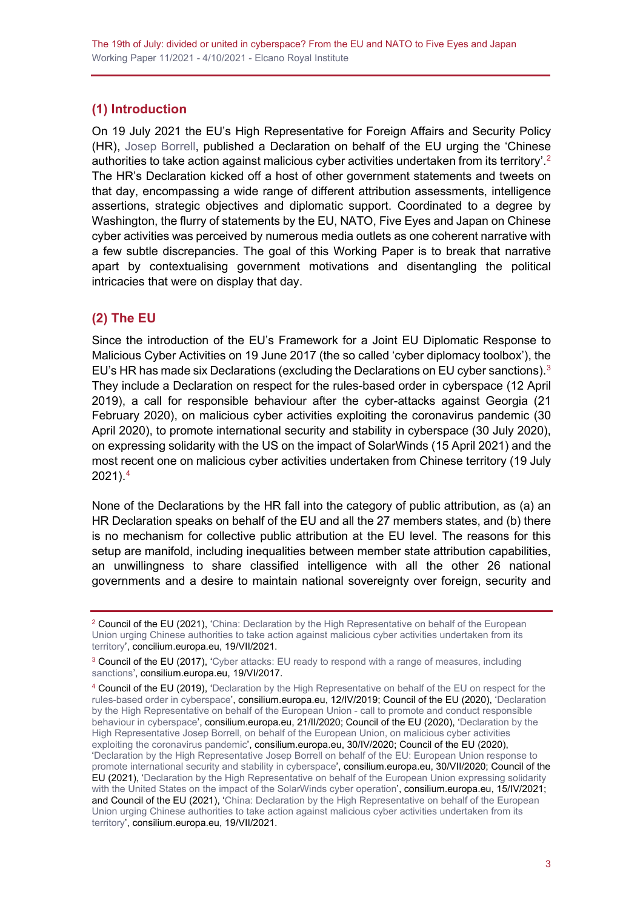## (1) Introduction

On 19 July 2021 the EU's High Representative for Foreign Affairs and Security Policy (HR), Josep Borrell, published a Declaration on behalf of the EU urging the 'Chinese authorities to take action against malicious cyber activities undertaken from its territory'.[2] The HR's Declaration kicked off a host of other government statements and tweets on that day, encompassing a wide range of different attribution assessments, intelligence assertions, strategic objectives and diplomatic support. Coordinated to a degree by Washington, the flurry of statements by the EU, NATO, Five Eyes and Japan on Chinese cyber activities was perceived by numerous media outlets as one coherent narrative with a few subtle discrepancies. The goal of this Working Paper is to break that narrative apart by contextualising government motivations and disentangling the political intricacies that were on display that day.

## (2) The EU

Since the introduction of the EU's Framework for a Joint EU Diplomatic Response to Malicious Cyber Activities on 19 June 2017 (the so called 'cyber diplomacy toolbox'), the EU's HR has made six Declarations (excluding the Declarations on EU cyber sanctions).[3] They include a Declaration on respect for the rules-based order in cyberspace (12 April 2019), a call for responsible behaviour after the cyber-attacks against Georgia (21 February 2020), on malicious cyber activities exploiting the coronavirus pandemic (30 April 2020), to promote international security and stability in cyberspace (30 July 2020), on expressing solidarity with the US on the impact of SolarWinds (15 April 2021) and the most recent one on malicious cyber activities undertaken from Chinese territory (19 July 2021).[4]

None of the Declarations by the HR fall into the category of public attribution, as (a) an HR Declaration speaks on behalf of the EU and all the 27 members states, and (b) there is no mechanism for collective public attribution at the EU level. The reasons for this setup are manifold, including inequalities between member state attribution capabilities, an unwillingness to share classified intelligence with all the other 26 national governments and a desire to maintain national sovereignty over foreign, security and

---

[2] Council of the EU (2021), 'China: Declaration by the High Representative on behalf of the European Union urging Chinese authorities to take action against malicious cyber activities undertaken from its territory', concilium.europa.eu, 19/VII/2021.

[3] Council of the EU (2017), 'Cyber attacks: EU ready to respond with a range of measures, including sanctions', consilium.europa.eu, 19/VI/2017.

[4] Council of the EU (2019), 'Declaration by the High Representative on behalf of the EU on respect for the rules-based order in cyberspace', consilium.europa.eu, 12/IV/2019; Council of the EU (2020), 'Declaration by the High Representative on behalf of the European Union - call to promote and conduct responsible behaviour in cyberspace', consilium.europa.eu, 21/II/2020; Council of the EU (2020), 'Declaration by the High Representative Josep Borrell, on behalf of the European Union, on malicious cyber activities exploiting the coronavirus pandemic', consilium.europa.eu, 30/IV/2020; Council of the EU (2020), 'Declaration by the High Representative Josep Borrell on behalf of the EU: European Union response to promote international security and stability in cyberspace', consilium.europa.eu, 30/VII/2020; Council of the EU (2021), 'Declaration by the High Representative on behalf of the European Union expressing solidarity with the United States on the impact of the SolarWinds cyber operation', consilium.europa.eu, 15/IV/2021; and Council of the EU (2021), 'China: Declaration by the High Representative on behalf of the European Union urging Chinese authorities to take action against malicious cyber activities undertaken from its territory', consilium.europa.eu, 19/VII/2021.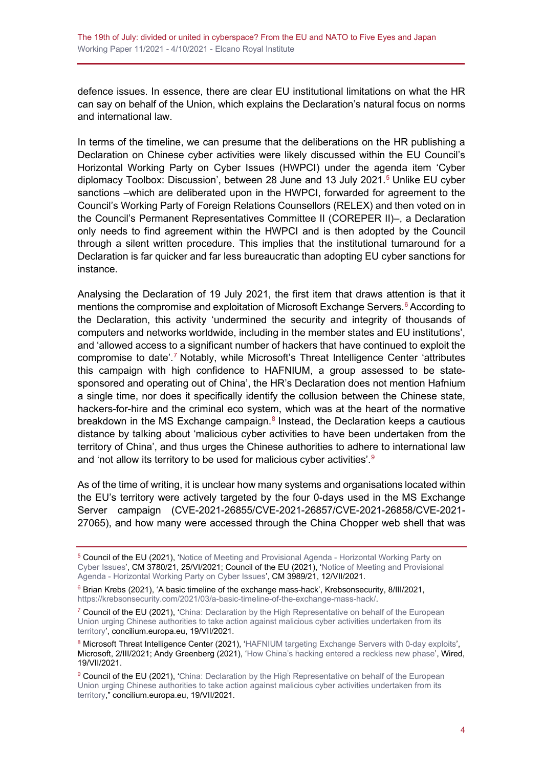defence issues. In essence, there are clear EU institutional limitations on what the HR can say on behalf of the Union, which explains the Declaration's natural focus on norms and international law.

In terms of the timeline, we can presume that the deliberations on the HR publishing a Declaration on Chinese cyber activities were likely discussed within the EU Council's Horizontal Working Party on Cyber Issues (HWPCI) under the agenda item 'Cyber diplomacy Toolbox: Discussion', between 28 June and 13 July 2021.[5] Unlike EU cyber sanctions –which are deliberated upon in the HWPCI, forwarded for agreement to the Council's Working Party of Foreign Relations Counsellors (RELEX) and then voted on in the Council's Permanent Representatives Committee II (COREPER II)–, a Declaration only needs to find agreement within the HWPCI and is then adopted by the Council through a silent written procedure. This implies that the institutional turnaround for a Declaration is far quicker and far less bureaucratic than adopting EU cyber sanctions for instance.

Analysing the Declaration of 19 July 2021, the first item that draws attention is that it mentions the compromise and exploitation of Microsoft Exchange Servers.[6] According to the Declaration, this activity 'undermined the security and integrity of thousands of computers and networks worldwide, including in the member states and EU institutions', and 'allowed access to a significant number of hackers that have continued to exploit the compromise to date'.[7] Notably, while Microsoft's Threat Intelligence Center 'attributes this campaign with high confidence to HAFNIUM, a group assessed to be state-sponsored and operating out of China', the HR's Declaration does not mention Hafnium a single time, nor does it specifically identify the collusion between the Chinese state, hackers-for-hire and the criminal eco system, which was at the heart of the normative breakdown in the MS Exchange campaign.[8] Instead, the Declaration keeps a cautious distance by talking about 'malicious cyber activities to have been undertaken from the territory of China', and thus urges the Chinese authorities to adhere to international law and 'not allow its territory to be used for malicious cyber activities'.[9]

As of the time of writing, it is unclear how many systems and organisations located within the EU's territory were actively targeted by the four 0-days used in the MS Exchange Server campaign (CVE-2021-26855/CVE-2021-26857/CVE-2021-26858/CVE-2021-27065), and how many were accessed through the China Chopper web shell that was

---

[5] Council of the EU (2021), 'Notice of Meeting and Provisional Agenda - Horizontal Working Party on Cyber Issues', CM 3780/21, 25/VI/2021; Council of the EU (2021), 'Notice of Meeting and Provisional Agenda - Horizontal Working Party on Cyber Issues', CM 3989/21, 12/VII/2021.

[6] Brian Krebs (2021), 'A basic timeline of the exchange mass-hack', Krebsonsecurity, 8/III/2021, https://krebsonsecurity.com/2021/03/a-basic-timeline-of-the-exchange-mass-hack/.

[7] Council of the EU (2021), 'China: Declaration by the High Representative on behalf of the European Union urging Chinese authorities to take action against malicious cyber activities undertaken from its territory', concilium.europa.eu, 19/VII/2021.

[8] Microsoft Threat Intelligence Center (2021), 'HAFNIUM targeting Exchange Servers with 0-day exploits', Microsoft, 2/III/2021; Andy Greenberg (2021), 'How China's hacking entered a reckless new phase', Wired, 19/VII/2021.

[9] Council of the EU (2021), 'China: Declaration by the High Representative on behalf of the European Union urging Chinese authorities to take action against malicious cyber activities undertaken from its territory," concilium.europa.eu, 19/VII/2021.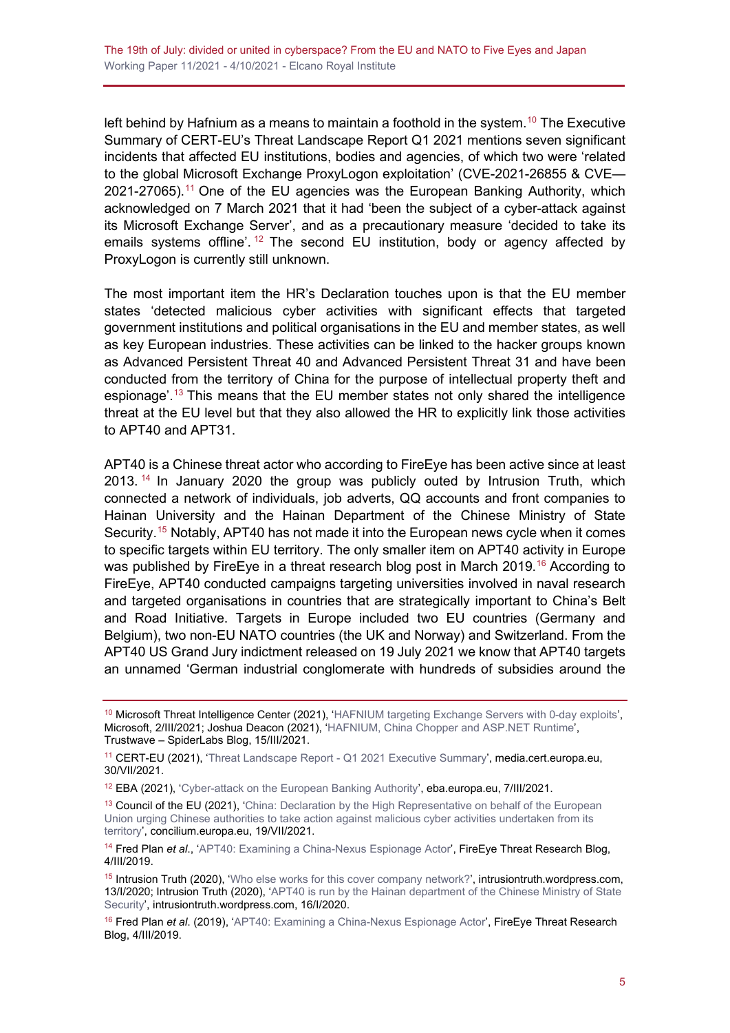left behind by Hafnium as a means to maintain a foothold in the system.[10] The Executive Summary of CERT-EU's Threat Landscape Report Q1 2021 mentions seven significant incidents that affected EU institutions, bodies and agencies, of which two were 'related to the global Microsoft Exchange ProxyLogon exploitation' (CVE-2021-26855 & CVE—2021-27065).[11] One of the EU agencies was the European Banking Authority, which acknowledged on 7 March 2021 that it had 'been the subject of a cyber-attack against its Microsoft Exchange Server', and as a precautionary measure 'decided to take its emails systems offline'.[12] The second EU institution, body or agency affected by ProxyLogon is currently still unknown.

The most important item the HR's Declaration touches upon is that the EU member states 'detected malicious cyber activities with significant effects that targeted government institutions and political organisations in the EU and member states, as well as key European industries. These activities can be linked to the hacker groups known as Advanced Persistent Threat 40 and Advanced Persistent Threat 31 and have been conducted from the territory of China for the purpose of intellectual property theft and espionage'.[13] This means that the EU member states not only shared the intelligence threat at the EU level but that they also allowed the HR to explicitly link those activities to APT40 and APT31.

APT40 is a Chinese threat actor who according to FireEye has been active since at least 2013.[14] In January 2020 the group was publicly outed by Intrusion Truth, which connected a network of individuals, job adverts, QQ accounts and front companies to Hainan University and the Hainan Department of the Chinese Ministry of State Security.[15] Notably, APT40 has not made it into the European news cycle when it comes to specific targets within EU territory. The only smaller item on APT40 activity in Europe was published by FireEye in a threat research blog post in March 2019.[16] According to FireEye, APT40 conducted campaigns targeting universities involved in naval research and targeted organisations in countries that are strategically important to China's Belt and Road Initiative. Targets in Europe included two EU countries (Germany and Belgium), two non-EU NATO countries (the UK and Norway) and Switzerland. From the APT40 US Grand Jury indictment released on 19 July 2021 we know that APT40 targets an unnamed 'German industrial conglomerate with hundreds of subsidies around the

---

[10] Microsoft Threat Intelligence Center (2021), 'HAFNIUM targeting Exchange Servers with 0-day exploits', Microsoft, 2/III/2021; Joshua Deacon (2021), 'HAFNIUM, China Chopper and ASP.NET Runtime', Trustwave – SpiderLabs Blog, 15/III/2021.

[11] CERT-EU (2021), 'Threat Landscape Report - Q1 2021 Executive Summary', media.cert.europa.eu, 30/VII/2021.

[12] EBA (2021), 'Cyber-attack on the European Banking Authority', eba.europa.eu, 7/III/2021.

[13] Council of the EU (2021), 'China: Declaration by the High Representative on behalf of the European Union urging Chinese authorities to take action against malicious cyber activities undertaken from its territory', concilium.europa.eu, 19/VII/2021.

[14] Fred Plan *et al*., 'APT40: Examining a China-Nexus Espionage Actor', FireEye Threat Research Blog, 4/III/2019.

[15] Intrusion Truth (2020), 'Who else works for this cover company network?', intrusiontruth.wordpress.com, 13/I/2020; Intrusion Truth (2020), 'APT40 is run by the Hainan department of the Chinese Ministry of State Security', intrusiontruth.wordpress.com, 16/I/2020.

[16] Fred Plan *et al*. (2019), 'APT40: Examining a China-Nexus Espionage Actor', FireEye Threat Research Blog, 4/III/2019.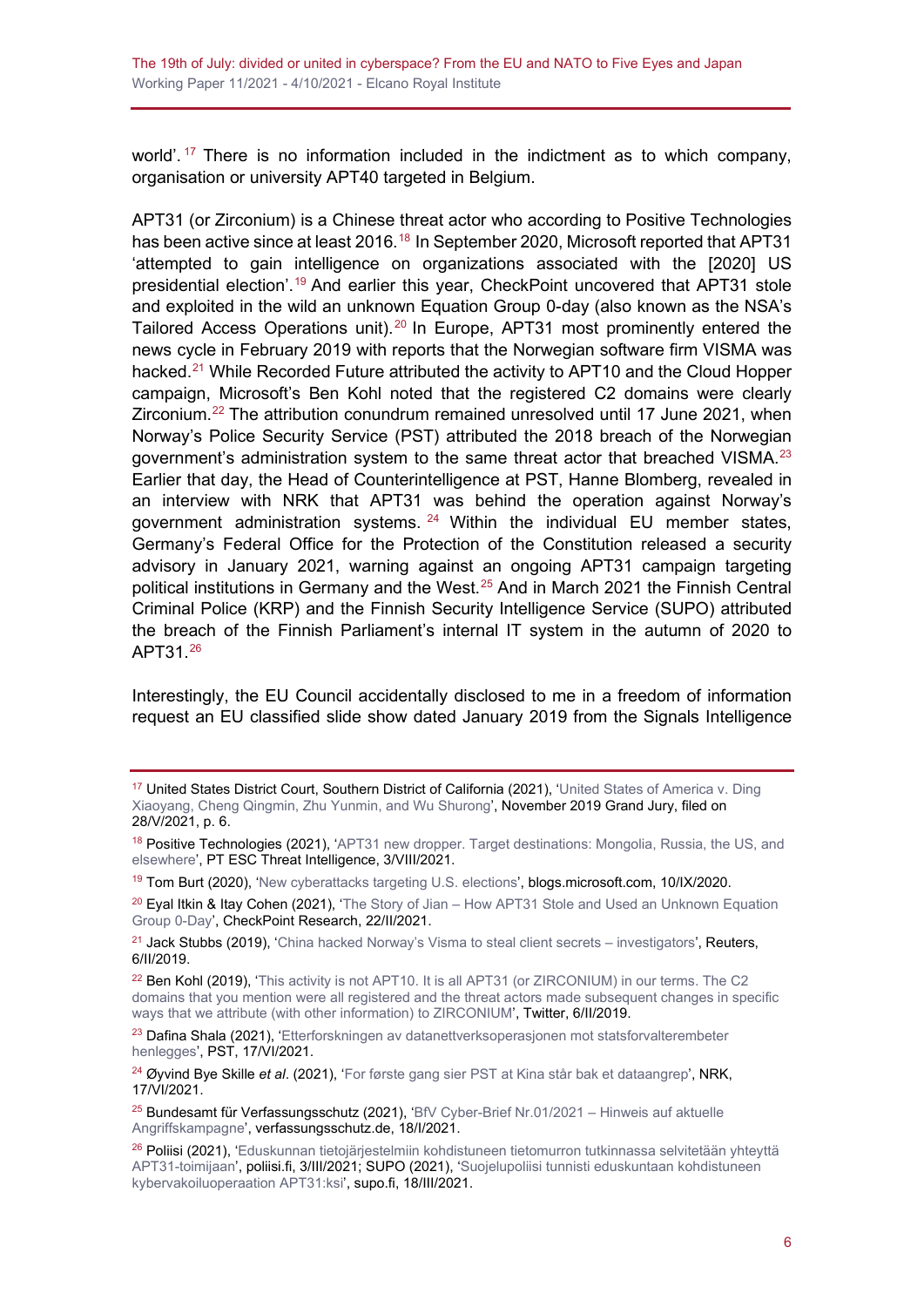world'.[17] There is no information included in the indictment as to which company, organisation or university APT40 targeted in Belgium.

APT31 (or Zirconium) is a Chinese threat actor who according to Positive Technologies has been active since at least 2016.[18] In September 2020, Microsoft reported that APT31 'attempted to gain intelligence on organizations associated with the [2020] US presidential election'.[19] And earlier this year, CheckPoint uncovered that APT31 stole and exploited in the wild an unknown Equation Group 0-day (also known as the NSA's Tailored Access Operations unit).[20] In Europe, APT31 most prominently entered the news cycle in February 2019 with reports that the Norwegian software firm VISMA was hacked.[21] While Recorded Future attributed the activity to APT10 and the Cloud Hopper campaign, Microsoft's Ben Kohl noted that the registered C2 domains were clearly Zirconium.[22] The attribution conundrum remained unresolved until 17 June 2021, when Norway's Police Security Service (PST) attributed the 2018 breach of the Norwegian government's administration system to the same threat actor that breached VISMA.[23] Earlier that day, the Head of Counterintelligence at PST, Hanne Blomberg, revealed in an interview with NRK that APT31 was behind the operation against Norway's government administration systems.[24] Within the individual EU member states, Germany's Federal Office for the Protection of the Constitution released a security advisory in January 2021, warning against an ongoing APT31 campaign targeting political institutions in Germany and the West.[25] And in March 2021 the Finnish Central Criminal Police (KRP) and the Finnish Security Intelligence Service (SUPO) attributed the breach of the Finnish Parliament's internal IT system in the autumn of 2020 to APT31.[26]

Interestingly, the EU Council accidentally disclosed to me in a freedom of information request an EU classified slide show dated January 2019 from the Signals Intelligence

---

[17] United States District Court, Southern District of California (2021), 'United States of America v. Ding Xiaoyang, Cheng Qingmin, Zhu Yunmin, and Wu Shurong', November 2019 Grand Jury, filed on 28/V/2021, p. 6.

[18] Positive Technologies (2021), 'APT31 new dropper. Target destinations: Mongolia, Russia, the US, and elsewhere', PT ESC Threat Intelligence, 3/VIII/2021.

[19] Tom Burt (2020), 'New cyberattacks targeting U.S. elections', blogs.microsoft.com, 10/IX/2020.

[20] Eyal Itkin & Itay Cohen (2021), 'The Story of Jian – How APT31 Stole and Used an Unknown Equation Group 0-Day', CheckPoint Research, 22/II/2021.

[21] Jack Stubbs (2019), 'China hacked Norway's Visma to steal client secrets – investigators', Reuters, 6/II/2019.

[22] Ben Kohl (2019), 'This activity is not APT10. It is all APT31 (or ZIRCONIUM) in our terms. The C2 domains that you mention were all registered and the threat actors made subsequent changes in specific ways that we attribute (with other information) to ZIRCONIUM', Twitter, 6/II/2019.

[23] Dafina Shala (2021), 'Etterforskningen av datanettverksoperasjonen mot statsforvalterembeter henlegges', PST, 17/VI/2021.

[24] Øyvind Bye Skille *et al*. (2021), 'For første gang sier PST at Kina står bak et dataangrep', NRK, 17/VI/2021.

[25] Bundesamt für Verfassungsschutz (2021), 'BfV Cyber-Brief Nr.01/2021 – Hinweis auf aktuelle Angriffskampagne', verfassungsschutz.de, 18/I/2021.

[26] Poliisi (2021), 'Eduskunnan tietojärjestelmiin kohdistuneen tietomurron tutkinnassa selvitetään yhteyttä APT31-toimijaan', poliisi.fi, 3/III/2021; SUPO (2021), 'Suojelupoliisi tunnisti eduskuntaan kohdistuneen kybervakoiluoperaation APT31:ksi', supo.fi, 18/III/2021.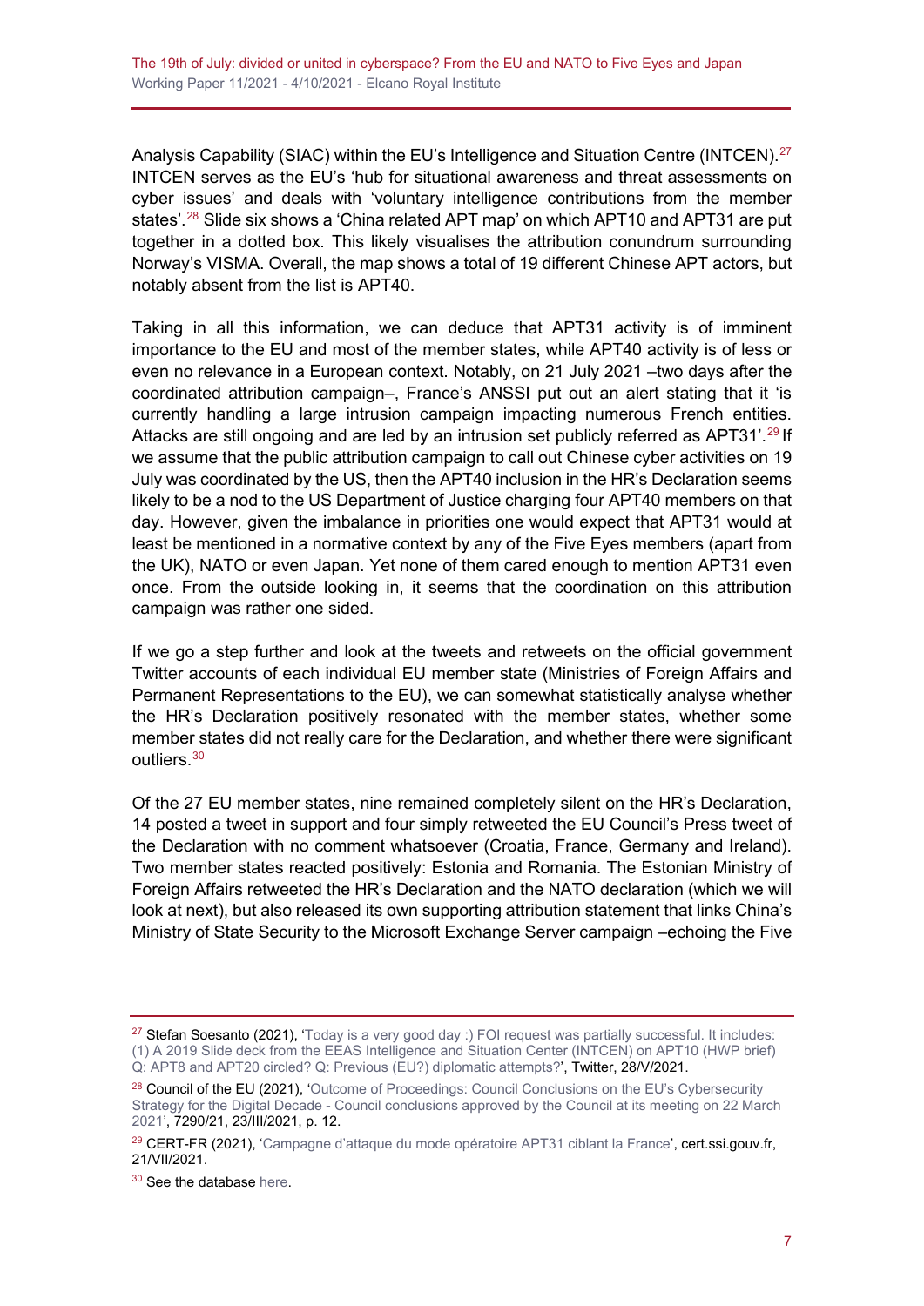Analysis Capability (SIAC) within the EU's Intelligence and Situation Centre (INTCEN).[27] INTCEN serves as the EU's 'hub for situational awareness and threat assessments on cyber issues' and deals with 'voluntary intelligence contributions from the member states'.[28] Slide six shows a 'China related APT map' on which APT10 and APT31 are put together in a dotted box. This likely visualises the attribution conundrum surrounding Norway's VISMA. Overall, the map shows a total of 19 different Chinese APT actors, but notably absent from the list is APT40.

Taking in all this information, we can deduce that APT31 activity is of imminent importance to the EU and most of the member states, while APT40 activity is of less or even no relevance in a European context. Notably, on 21 July 2021 –two days after the coordinated attribution campaign–, France's ANSSI put out an alert stating that it 'is currently handling a large intrusion campaign impacting numerous French entities. Attacks are still ongoing and are led by an intrusion set publicly referred as APT31'.[29] If we assume that the public attribution campaign to call out Chinese cyber activities on 19 July was coordinated by the US, then the APT40 inclusion in the HR's Declaration seems likely to be a nod to the US Department of Justice charging four APT40 members on that day. However, given the imbalance in priorities one would expect that APT31 would at least be mentioned in a normative context by any of the Five Eyes members (apart from the UK), NATO or even Japan. Yet none of them cared enough to mention APT31 even once. From the outside looking in, it seems that the coordination on this attribution campaign was rather one sided.

If we go a step further and look at the tweets and retweets on the official government Twitter accounts of each individual EU member state (Ministries of Foreign Affairs and Permanent Representations to the EU), we can somewhat statistically analyse whether the HR's Declaration positively resonated with the member states, whether some member states did not really care for the Declaration, and whether there were significant outliers.[30]

Of the 27 EU member states, nine remained completely silent on the HR's Declaration, 14 posted a tweet in support and four simply retweeted the EU Council's Press tweet of the Declaration with no comment whatsoever (Croatia, France, Germany and Ireland). Two member states reacted positively: Estonia and Romania. The Estonian Ministry of Foreign Affairs retweeted the HR's Declaration and the NATO declaration (which we will look at next), but also released its own supporting attribution statement that links China's Ministry of State Security to the Microsoft Exchange Server campaign –echoing the Five

---

[27] Stefan Soesanto (2021), 'Today is a very good day :) FOI request was partially successful. It includes: (1) A 2019 Slide deck from the EEAS Intelligence and Situation Center (INTCEN) on APT10 (HWP brief) Q: APT8 and APT20 circled? Q: Previous (EU?) diplomatic attempts?', Twitter, 28/V/2021.

[28] Council of the EU (2021), 'Outcome of Proceedings: Council Conclusions on the EU's Cybersecurity Strategy for the Digital Decade - Council conclusions approved by the Council at its meeting on 22 March 2021', 7290/21, 23/III/2021, p. 12.

[29] CERT-FR (2021), 'Campagne d'attaque du mode opératoire APT31 ciblant la France', cert.ssi.gouv.fr, 21/VII/2021.

[30] See the database here.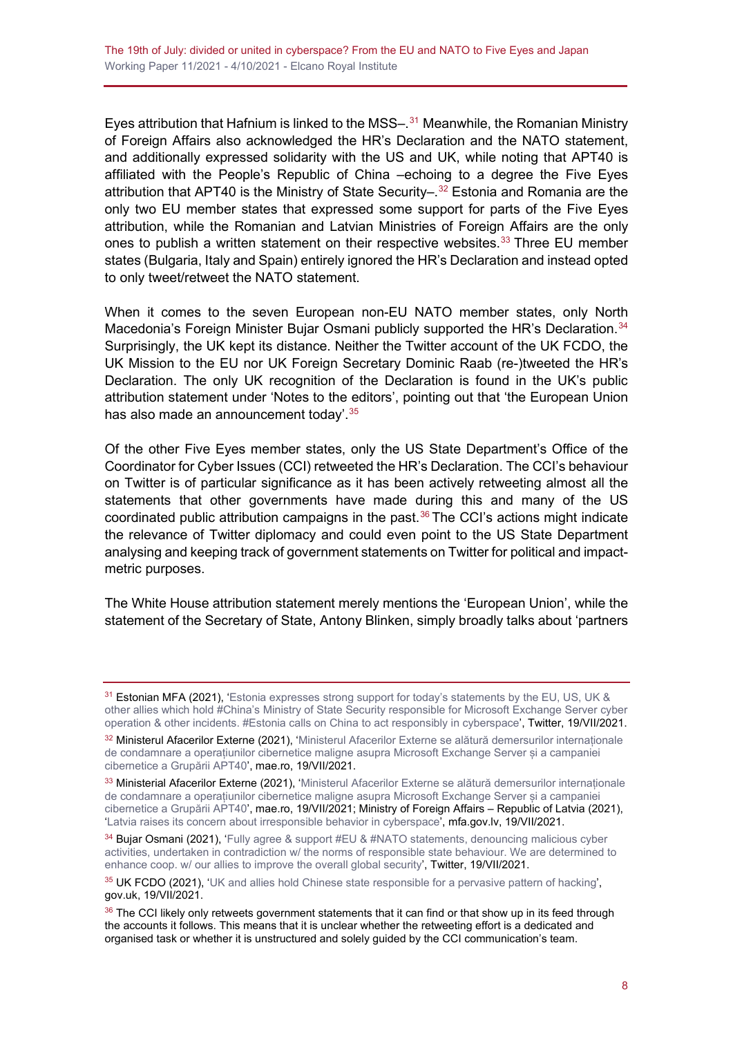Eyes attribution that Hafnium is linked to the MSS–.[31] Meanwhile, the Romanian Ministry of Foreign Affairs also acknowledged the HR's Declaration and the NATO statement, and additionally expressed solidarity with the US and UK, while noting that APT40 is affiliated with the People's Republic of China –echoing to a degree the Five Eyes attribution that APT40 is the Ministry of State Security–.[32] Estonia and Romania are the only two EU member states that expressed some support for parts of the Five Eyes attribution, while the Romanian and Latvian Ministries of Foreign Affairs are the only ones to publish a written statement on their respective websites.[33] Three EU member states (Bulgaria, Italy and Spain) entirely ignored the HR's Declaration and instead opted to only tweet/retweet the NATO statement.

When it comes to the seven European non-EU NATO member states, only North Macedonia's Foreign Minister Bujar Osmani publicly supported the HR's Declaration.[34] Surprisingly, the UK kept its distance. Neither the Twitter account of the UK FCDO, the UK Mission to the EU nor UK Foreign Secretary Dominic Raab (re-)tweeted the HR's Declaration. The only UK recognition of the Declaration is found in the UK's public attribution statement under 'Notes to the editors', pointing out that 'the European Union has also made an announcement today'.[35]

Of the other Five Eyes member states, only the US State Department's Office of the Coordinator for Cyber Issues (CCI) retweeted the HR's Declaration. The CCI's behaviour on Twitter is of particular significance as it has been actively retweeting almost all the statements that other governments have made during this and many of the US coordinated public attribution campaigns in the past.[36] The CCI's actions might indicate the relevance of Twitter diplomacy and could even point to the US State Department analysing and keeping track of government statements on Twitter for political and impact-metric purposes.

The White House attribution statement merely mentions the 'European Union', while the statement of the Secretary of State, Antony Blinken, simply broadly talks about 'partners

---

[31] Estonian MFA (2021), 'Estonia expresses strong support for today's statements by the EU, US, UK & other allies which hold #China's Ministry of State Security responsible for Microsoft Exchange Server cyber operation & other incidents. #Estonia calls on China to act responsibly in cyberspace', Twitter, 19/VII/2021.

[32] Ministerul Afacerilor Externe (2021), 'Ministerul Afacerilor Externe se alătură demersurilor internaționale de condamnare a operațiunilor cibernetice maligne asupra Microsoft Exchange Server și a campaniei cibernetice a Grupării APT40', mae.ro, 19/VII/2021.

[33] Ministerial Afacerilor Externe (2021), 'Ministerul Afacerilor Externe se alătură demersurilor internaționale de condamnare a operațiunilor cibernetice maligne asupra Microsoft Exchange Server și a campaniei cibernetice a Grupării APT40', mae.ro, 19/VII/2021; Ministry of Foreign Affairs – Republic of Latvia (2021), 'Latvia raises its concern about irresponsible behavior in cyberspace', mfa.gov.lv, 19/VII/2021.

[34] Bujar Osmani (2021), 'Fully agree & support #EU & #NATO statements, denouncing malicious cyber activities, undertaken in contradiction w/ the norms of responsible state behaviour. We are determined to enhance coop. w/ our allies to improve the overall global security', Twitter, 19/VII/2021.

[35] UK FCDO (2021), 'UK and allies hold Chinese state responsible for a pervasive pattern of hacking', gov.uk, 19/VII/2021.

[36] The CCI likely only retweets government statements that it can find or that show up in its feed through the accounts it follows. This means that it is unclear whether the retweeting effort is a dedicated and organised task or whether it is unstructured and solely guided by the CCI communication's team.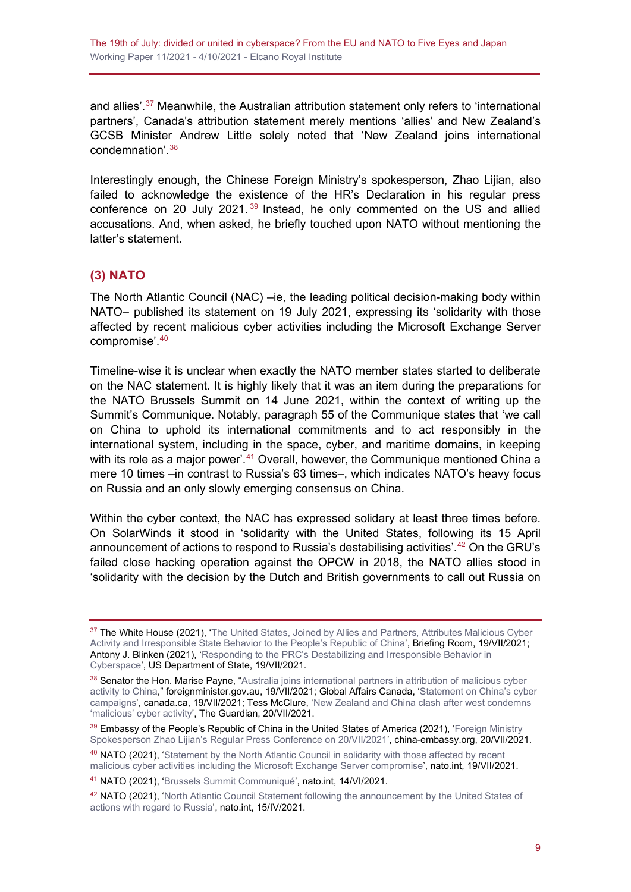and allies'.[37] Meanwhile, the Australian attribution statement only refers to 'international partners', Canada's attribution statement merely mentions 'allies' and New Zealand's GCSB Minister Andrew Little solely noted that 'New Zealand joins international condemnation'.[38]

Interestingly enough, the Chinese Foreign Ministry's spokesperson, Zhao Lijian, also failed to acknowledge the existence of the HR's Declaration in his regular press conference on 20 July 2021.[39] Instead, he only commented on the US and allied accusations. And, when asked, he briefly touched upon NATO without mentioning the latter's statement.

## (3) NATO

The North Atlantic Council (NAC) –ie, the leading political decision-making body within NATO– published its statement on 19 July 2021, expressing its 'solidarity with those affected by recent malicious cyber activities including the Microsoft Exchange Server compromise'.[40]

Timeline-wise it is unclear when exactly the NATO member states started to deliberate on the NAC statement. It is highly likely that it was an item during the preparations for the NATO Brussels Summit on 14 June 2021, within the context of writing up the Summit's Communique. Notably, paragraph 55 of the Communique states that 'we call on China to uphold its international commitments and to act responsibly in the international system, including in the space, cyber, and maritime domains, in keeping with its role as a major power'.[41] Overall, however, the Communique mentioned China a mere 10 times –in contrast to Russia's 63 times–, which indicates NATO's heavy focus on Russia and an only slowly emerging consensus on China.

Within the cyber context, the NAC has expressed solidary at least three times before. On SolarWinds it stood in 'solidarity with the United States, following its 15 April announcement of actions to respond to Russia's destabilising activities'.[42] On the GRU's failed close hacking operation against the OPCW in 2018, the NATO allies stood in 'solidarity with the decision by the Dutch and British governments to call out Russia on

---

[37] The White House (2021), 'The United States, Joined by Allies and Partners, Attributes Malicious Cyber Activity and Irresponsible State Behavior to the People's Republic of China', Briefing Room, 19/VII/2021; Antony J. Blinken (2021), 'Responding to the PRC's Destabilizing and Irresponsible Behavior in Cyberspace', US Department of State, 19/VII/2021.

[38] Senator the Hon. Marise Payne, "Australia joins international partners in attribution of malicious cyber activity to China," foreignminister.gov.au, 19/VII/2021; Global Affairs Canada, 'Statement on China's cyber campaigns', canada.ca, 19/VII/2021; Tess McClure, 'New Zealand and China clash after west condemns 'malicious' cyber activity', The Guardian, 20/VII/2021.

[39] Embassy of the People's Republic of China in the United States of America (2021), 'Foreign Ministry Spokesperson Zhao Lijian's Regular Press Conference on 20/VII/2021', china-embassy.org, 20/VII/2021.

[40] NATO (2021), 'Statement by the North Atlantic Council in solidarity with those affected by recent malicious cyber activities including the Microsoft Exchange Server compromise', nato.int, 19/VII/2021.

[41] NATO (2021), 'Brussels Summit Communiqué', nato.int, 14/VI/2021.

[42] NATO (2021), 'North Atlantic Council Statement following the announcement by the United States of actions with regard to Russia', nato.int, 15/IV/2021.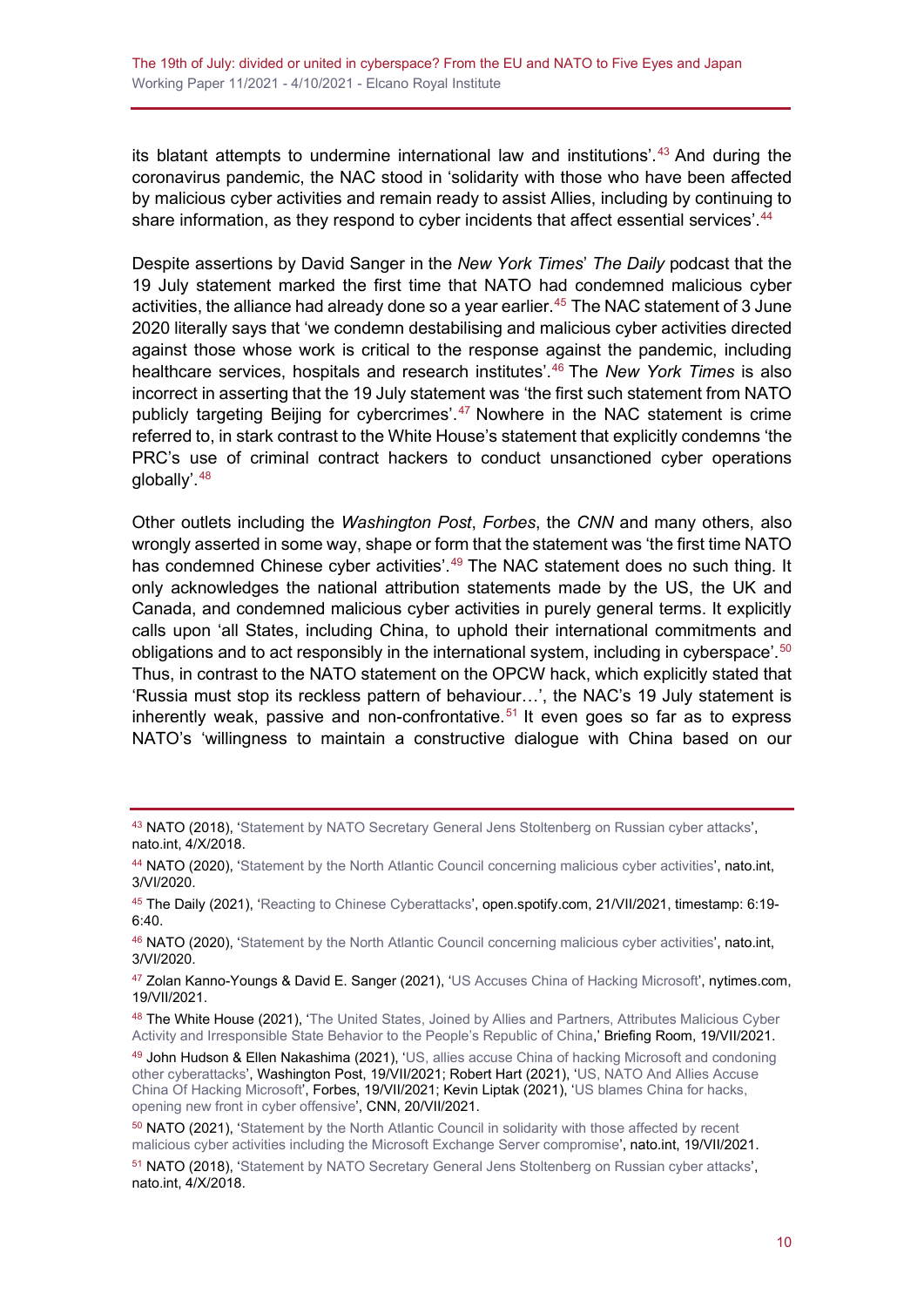its blatant attempts to undermine international law and institutions'.[43] And during the coronavirus pandemic, the NAC stood in 'solidarity with those who have been affected by malicious cyber activities and remain ready to assist Allies, including by continuing to share information, as they respond to cyber incidents that affect essential services'.[44]

Despite assertions by David Sanger in the *New York Times*' *The Daily* podcast that the 19 July statement marked the first time that NATO had condemned malicious cyber activities, the alliance had already done so a year earlier.[45] The NAC statement of 3 June 2020 literally says that 'we condemn destabilising and malicious cyber activities directed against those whose work is critical to the response against the pandemic, including healthcare services, hospitals and research institutes'.[46] The *New York Times* is also incorrect in asserting that the 19 July statement was 'the first such statement from NATO publicly targeting Beijing for cybercrimes'.[47] Nowhere in the NAC statement is crime referred to, in stark contrast to the White House's statement that explicitly condemns 'the PRC's use of criminal contract hackers to conduct unsanctioned cyber operations globally'.[48]

Other outlets including the *Washington Post*, *Forbes*, the *CNN* and many others, also wrongly asserted in some way, shape or form that the statement was 'the first time NATO has condemned Chinese cyber activities'.[49] The NAC statement does no such thing. It only acknowledges the national attribution statements made by the US, the UK and Canada, and condemned malicious cyber activities in purely general terms. It explicitly calls upon 'all States, including China, to uphold their international commitments and obligations and to act responsibly in the international system, including in cyberspace'.[50] Thus, in contrast to the NATO statement on the OPCW hack, which explicitly stated that 'Russia must stop its reckless pattern of behaviour…', the NAC's 19 July statement is inherently weak, passive and non-confrontative.[51] It even goes so far as to express NATO's 'willingness to maintain a constructive dialogue with China based on our

---

43 NATO (2018), 'Statement by NATO Secretary General Jens Stoltenberg on Russian cyber attacks', nato.int, 4/X/2018.

44 NATO (2020), 'Statement by the North Atlantic Council concerning malicious cyber activities', nato.int, 3/VI/2020.

45 The Daily (2021), 'Reacting to Chinese Cyberattacks', open.spotify.com, 21/VII/2021, timestamp: 6:19-6:40.

46 NATO (2020), 'Statement by the North Atlantic Council concerning malicious cyber activities', nato.int, 3/VI/2020.

47 Zolan Kanno-Youngs & David E. Sanger (2021), 'US Accuses China of Hacking Microsoft', nytimes.com, 19/VII/2021.

48 The White House (2021), 'The United States, Joined by Allies and Partners, Attributes Malicious Cyber Activity and Irresponsible State Behavior to the People's Republic of China,' Briefing Room, 19/VII/2021.

49 John Hudson & Ellen Nakashima (2021), 'US, allies accuse China of hacking Microsoft and condoning other cyberattacks', Washington Post, 19/VII/2021; Robert Hart (2021), 'US, NATO And Allies Accuse China Of Hacking Microsoft', Forbes, 19/VII/2021; Kevin Liptak (2021), 'US blames China for hacks, opening new front in cyber offensive', CNN, 20/VII/2021.

50 NATO (2021), 'Statement by the North Atlantic Council in solidarity with those affected by recent malicious cyber activities including the Microsoft Exchange Server compromise', nato.int, 19/VII/2021.

51 NATO (2018), 'Statement by NATO Secretary General Jens Stoltenberg on Russian cyber attacks', nato.int, 4/X/2018.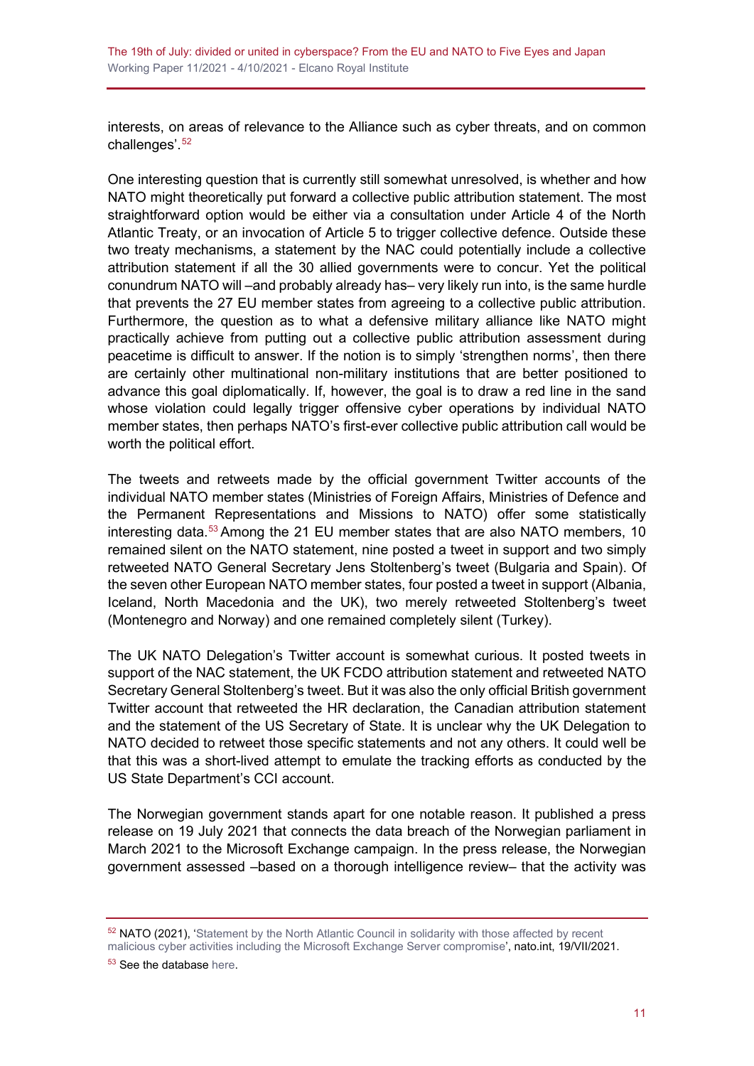interests, on areas of relevance to the Alliance such as cyber threats, and on common challenges'.[52]

One interesting question that is currently still somewhat unresolved, is whether and how NATO might theoretically put forward a collective public attribution statement. The most straightforward option would be either via a consultation under Article 4 of the North Atlantic Treaty, or an invocation of Article 5 to trigger collective defence. Outside these two treaty mechanisms, a statement by the NAC could potentially include a collective attribution statement if all the 30 allied governments were to concur. Yet the political conundrum NATO will –and probably already has– very likely run into, is the same hurdle that prevents the 27 EU member states from agreeing to a collective public attribution. Furthermore, the question as to what a defensive military alliance like NATO might practically achieve from putting out a collective public attribution assessment during peacetime is difficult to answer. If the notion is to simply 'strengthen norms', then there are certainly other multinational non-military institutions that are better positioned to advance this goal diplomatically. If, however, the goal is to draw a red line in the sand whose violation could legally trigger offensive cyber operations by individual NATO member states, then perhaps NATO's first-ever collective public attribution call would be worth the political effort.

The tweets and retweets made by the official government Twitter accounts of the individual NATO member states (Ministries of Foreign Affairs, Ministries of Defence and the Permanent Representations and Missions to NATO) offer some statistically interesting data.[53] Among the 21 EU member states that are also NATO members, 10 remained silent on the NATO statement, nine posted a tweet in support and two simply retweeted NATO General Secretary Jens Stoltenberg's tweet (Bulgaria and Spain). Of the seven other European NATO member states, four posted a tweet in support (Albania, Iceland, North Macedonia and the UK), two merely retweeted Stoltenberg's tweet (Montenegro and Norway) and one remained completely silent (Turkey).

The UK NATO Delegation's Twitter account is somewhat curious. It posted tweets in support of the NAC statement, the UK FCDO attribution statement and retweeted NATO Secretary General Stoltenberg's tweet. But it was also the only official British government Twitter account that retweeted the HR declaration, the Canadian attribution statement and the statement of the US Secretary of State. It is unclear why the UK Delegation to NATO decided to retweet those specific statements and not any others. It could well be that this was a short-lived attempt to emulate the tracking efforts as conducted by the US State Department's CCI account.

The Norwegian government stands apart for one notable reason. It published a press release on 19 July 2021 that connects the data breach of the Norwegian parliament in March 2021 to the Microsoft Exchange campaign. In the press release, the Norwegian government assessed –based on a thorough intelligence review– that the activity was

---

[52] NATO (2021), 'Statement by the North Atlantic Council in solidarity with those affected by recent malicious cyber activities including the Microsoft Exchange Server compromise', nato.int, 19/VII/2021.

[53] See the database here.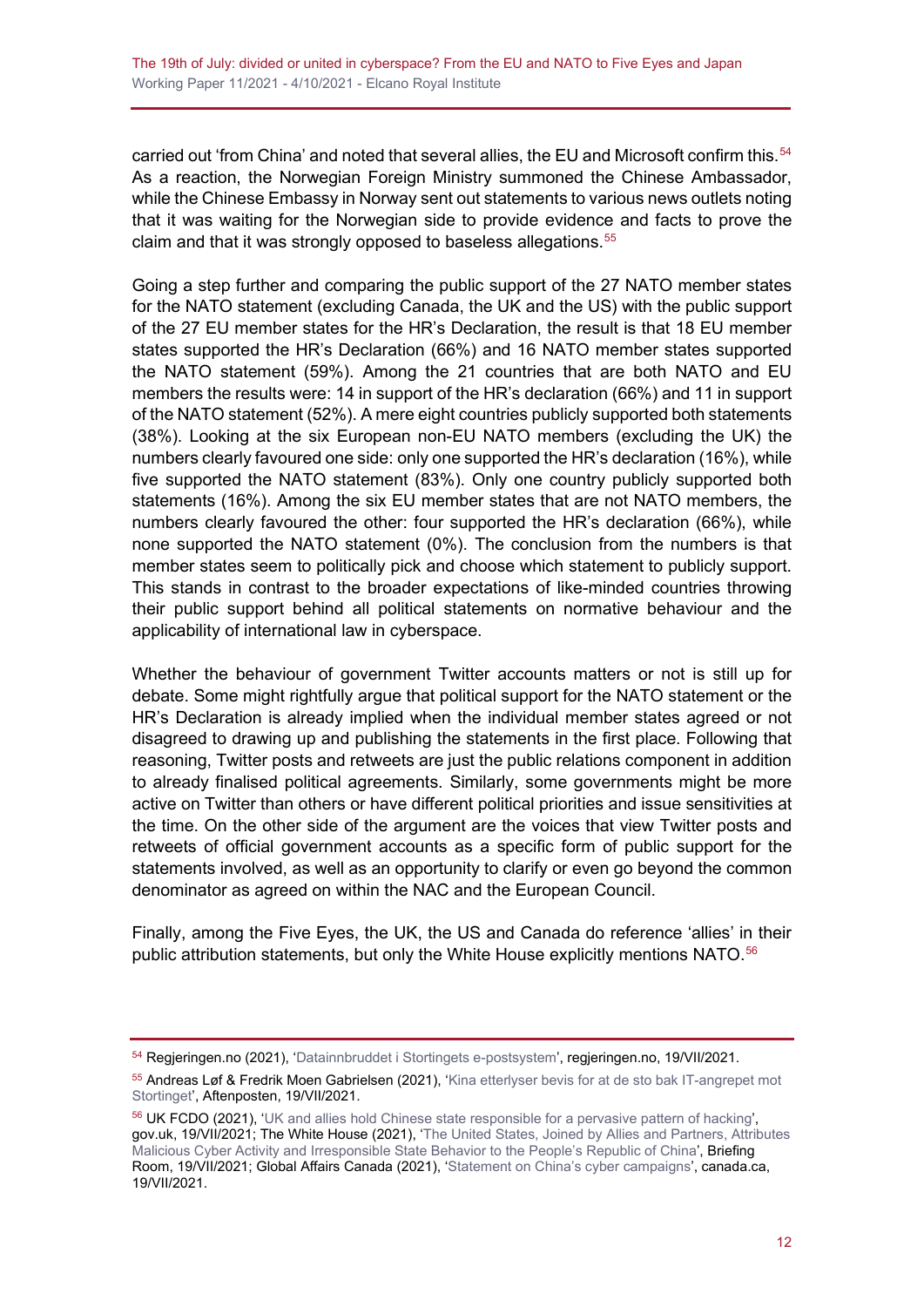carried out 'from China' and noted that several allies, the EU and Microsoft confirm this.[54] As a reaction, the Norwegian Foreign Ministry summoned the Chinese Ambassador, while the Chinese Embassy in Norway sent out statements to various news outlets noting that it was waiting for the Norwegian side to provide evidence and facts to prove the claim and that it was strongly opposed to baseless allegations.[55]

Going a step further and comparing the public support of the 27 NATO member states for the NATO statement (excluding Canada, the UK and the US) with the public support of the 27 EU member states for the HR's Declaration, the result is that 18 EU member states supported the HR's Declaration (66%) and 16 NATO member states supported the NATO statement (59%). Among the 21 countries that are both NATO and EU members the results were: 14 in support of the HR's declaration (66%) and 11 in support of the NATO statement (52%). A mere eight countries publicly supported both statements (38%). Looking at the six European non-EU NATO members (excluding the UK) the numbers clearly favoured one side: only one supported the HR's declaration (16%), while five supported the NATO statement (83%). Only one country publicly supported both statements (16%). Among the six EU member states that are not NATO members, the numbers clearly favoured the other: four supported the HR's declaration (66%), while none supported the NATO statement (0%). The conclusion from the numbers is that member states seem to politically pick and choose which statement to publicly support. This stands in contrast to the broader expectations of like-minded countries throwing their public support behind all political statements on normative behaviour and the applicability of international law in cyberspace.

Whether the behaviour of government Twitter accounts matters or not is still up for debate. Some might rightfully argue that political support for the NATO statement or the HR's Declaration is already implied when the individual member states agreed or not disagreed to drawing up and publishing the statements in the first place. Following that reasoning, Twitter posts and retweets are just the public relations component in addition to already finalised political agreements. Similarly, some governments might be more active on Twitter than others or have different political priorities and issue sensitivities at the time. On the other side of the argument are the voices that view Twitter posts and retweets of official government accounts as a specific form of public support for the statements involved, as well as an opportunity to clarify or even go beyond the common denominator as agreed on within the NAC and the European Council.

Finally, among the Five Eyes, the UK, the US and Canada do reference 'allies' in their public attribution statements, but only the White House explicitly mentions NATO.[56]

---

[54] Regjeringen.no (2021), 'Datainnbruddet i Stortingets e-postsystem', regjeringen.no, 19/VII/2021.

[55] Andreas Løf & Fredrik Moen Gabrielsen (2021), 'Kina etterlyser bevis for at de sto bak IT-angrepet mot Stortinget', Aftenposten, 19/VII/2021.

[56] UK FCDO (2021), 'UK and allies hold Chinese state responsible for a pervasive pattern of hacking', gov.uk, 19/VII/2021; The White House (2021), 'The United States, Joined by Allies and Partners, Attributes Malicious Cyber Activity and Irresponsible State Behavior to the People's Republic of China', Briefing Room, 19/VII/2021; Global Affairs Canada (2021), 'Statement on China's cyber campaigns', canada.ca, 19/VII/2021.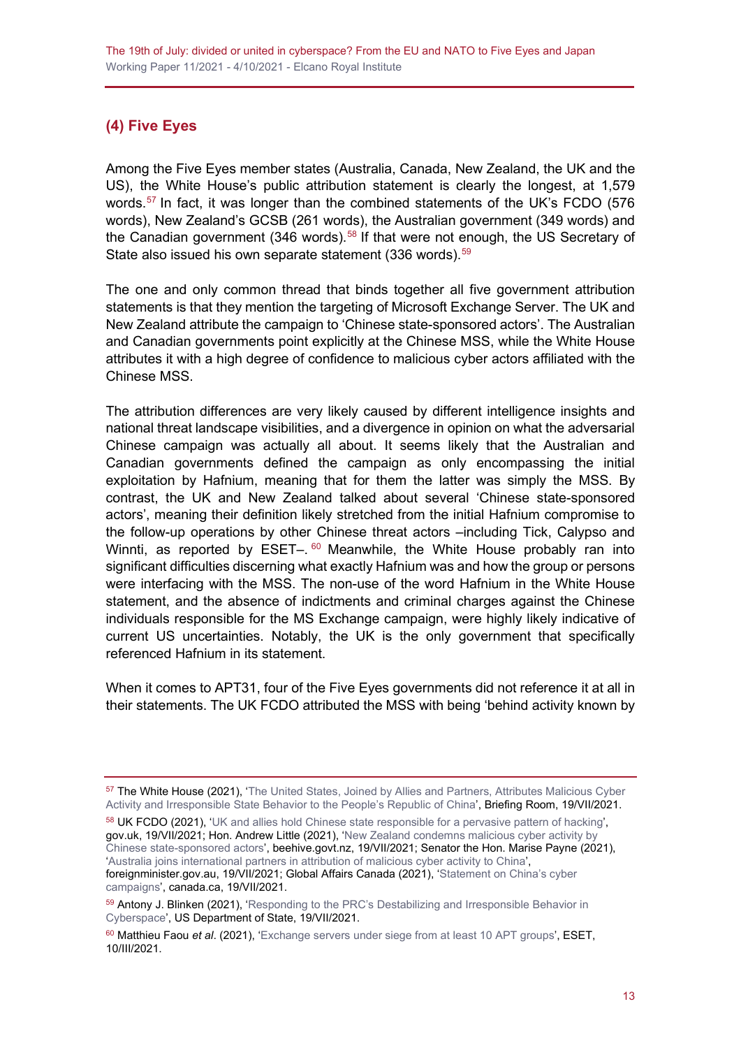## (4) Five Eyes

Among the Five Eyes member states (Australia, Canada, New Zealand, the UK and the US), the White House's public attribution statement is clearly the longest, at 1,579 words.[57] In fact, it was longer than the combined statements of the UK's FCDO (576 words), New Zealand's GCSB (261 words), the Australian government (349 words) and the Canadian government (346 words).[58] If that were not enough, the US Secretary of State also issued his own separate statement (336 words).[59]

The one and only common thread that binds together all five government attribution statements is that they mention the targeting of Microsoft Exchange Server. The UK and New Zealand attribute the campaign to 'Chinese state-sponsored actors'. The Australian and Canadian governments point explicitly at the Chinese MSS, while the White House attributes it with a high degree of confidence to malicious cyber actors affiliated with the Chinese MSS.

The attribution differences are very likely caused by different intelligence insights and national threat landscape visibilities, and a divergence in opinion on what the adversarial Chinese campaign was actually all about. It seems likely that the Australian and Canadian governments defined the campaign as only encompassing the initial exploitation by Hafnium, meaning that for them the latter was simply the MSS. By contrast, the UK and New Zealand talked about several 'Chinese state-sponsored actors', meaning their definition likely stretched from the initial Hafnium compromise to the follow-up operations by other Chinese threat actors –including Tick, Calypso and Winnti, as reported by ESET–.[60] Meanwhile, the White House probably ran into significant difficulties discerning what exactly Hafnium was and how the group or persons were interfacing with the MSS. The non-use of the word Hafnium in the White House statement, and the absence of indictments and criminal charges against the Chinese individuals responsible for the MS Exchange campaign, were highly likely indicative of current US uncertainties. Notably, the UK is the only government that specifically referenced Hafnium in its statement.

When it comes to APT31, four of the Five Eyes governments did not reference it at all in their statements. The UK FCDO attributed the MSS with being 'behind activity known by

---

[57] The White House (2021), 'The United States, Joined by Allies and Partners, Attributes Malicious Cyber Activity and Irresponsible State Behavior to the People's Republic of China', Briefing Room, 19/VII/2021.

[58] UK FCDO (2021), 'UK and allies hold Chinese state responsible for a pervasive pattern of hacking', gov.uk, 19/VII/2021; Hon. Andrew Little (2021), 'New Zealand condemns malicious cyber activity by Chinese state-sponsored actors', beehive.govt.nz, 19/VII/2021; Senator the Hon. Marise Payne (2021), 'Australia joins international partners in attribution of malicious cyber activity to China', foreignminister.gov.au, 19/VII/2021; Global Affairs Canada (2021), 'Statement on China's cyber campaigns', canada.ca, 19/VII/2021.

[59] Antony J. Blinken (2021), 'Responding to the PRC's Destabilizing and Irresponsible Behavior in Cyberspace', US Department of State, 19/VII/2021.

[60] Matthieu Faou *et al*. (2021), 'Exchange servers under siege from at least 10 APT groups', ESET, 10/III/2021.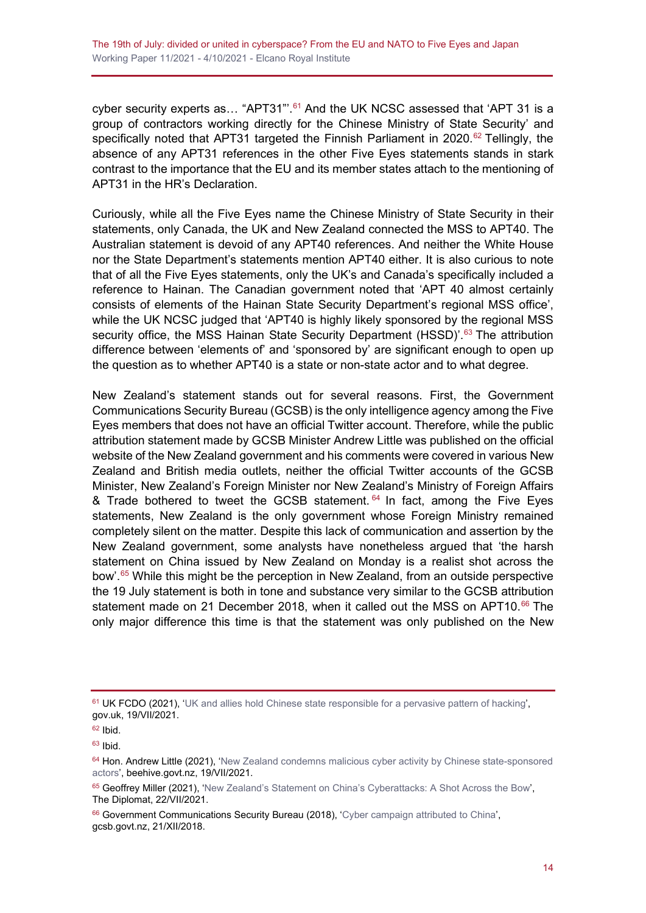cyber security experts as… "APT31"'.[61] And the UK NCSC assessed that 'APT 31 is a group of contractors working directly for the Chinese Ministry of State Security' and specifically noted that APT31 targeted the Finnish Parliament in 2020.[62] Tellingly, the absence of any APT31 references in the other Five Eyes statements stands in stark contrast to the importance that the EU and its member states attach to the mentioning of APT31 in the HR's Declaration.

Curiously, while all the Five Eyes name the Chinese Ministry of State Security in their statements, only Canada, the UK and New Zealand connected the MSS to APT40. The Australian statement is devoid of any APT40 references. And neither the White House nor the State Department's statements mention APT40 either. It is also curious to note that of all the Five Eyes statements, only the UK's and Canada's specifically included a reference to Hainan. The Canadian government noted that 'APT 40 almost certainly consists of elements of the Hainan State Security Department's regional MSS office', while the UK NCSC judged that 'APT40 is highly likely sponsored by the regional MSS security office, the MSS Hainan State Security Department (HSSD)'.[63] The attribution difference between 'elements of' and 'sponsored by' are significant enough to open up the question as to whether APT40 is a state or non-state actor and to what degree.

New Zealand's statement stands out for several reasons. First, the Government Communications Security Bureau (GCSB) is the only intelligence agency among the Five Eyes members that does not have an official Twitter account. Therefore, while the public attribution statement made by GCSB Minister Andrew Little was published on the official website of the New Zealand government and his comments were covered in various New Zealand and British media outlets, neither the official Twitter accounts of the GCSB Minister, New Zealand's Foreign Minister nor New Zealand's Ministry of Foreign Affairs & Trade bothered to tweet the GCSB statement.[64] In fact, among the Five Eyes statements, New Zealand is the only government whose Foreign Ministry remained completely silent on the matter. Despite this lack of communication and assertion by the New Zealand government, some analysts have nonetheless argued that 'the harsh statement on China issued by New Zealand on Monday is a realist shot across the bow'.[65] While this might be the perception in New Zealand, from an outside perspective the 19 July statement is both in tone and substance very similar to the GCSB attribution statement made on 21 December 2018, when it called out the MSS on APT10.[66] The only major difference this time is that the statement was only published on the New

---

[61] UK FCDO (2021), 'UK and allies hold Chinese state responsible for a pervasive pattern of hacking', gov.uk, 19/VII/2021.

[62] Ibid.

[63] Ibid.

[64] Hon. Andrew Little (2021), 'New Zealand condemns malicious cyber activity by Chinese state-sponsored actors', beehive.govt.nz, 19/VII/2021.

[65] Geoffrey Miller (2021), 'New Zealand's Statement on China's Cyberattacks: A Shot Across the Bow', The Diplomat, 22/VII/2021.

[66] Government Communications Security Bureau (2018), 'Cyber campaign attributed to China', gcsb.govt.nz, 21/XII/2018.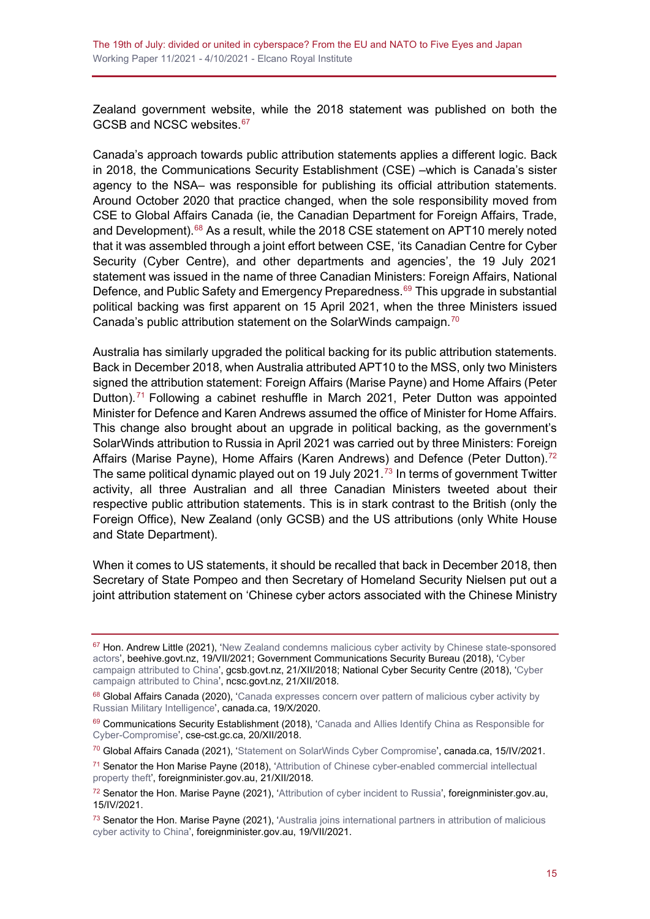Zealand government website, while the 2018 statement was published on both the GCSB and NCSC websites.[67]

Canada's approach towards public attribution statements applies a different logic. Back in 2018, the Communications Security Establishment (CSE) –which is Canada's sister agency to the NSA– was responsible for publishing its official attribution statements. Around October 2020 that practice changed, when the sole responsibility moved from CSE to Global Affairs Canada (ie, the Canadian Department for Foreign Affairs, Trade, and Development).[68] As a result, while the 2018 CSE statement on APT10 merely noted that it was assembled through a joint effort between CSE, 'its Canadian Centre for Cyber Security (Cyber Centre), and other departments and agencies', the 19 July 2021 statement was issued in the name of three Canadian Ministers: Foreign Affairs, National Defence, and Public Safety and Emergency Preparedness.[69] This upgrade in substantial political backing was first apparent on 15 April 2021, when the three Ministers issued Canada's public attribution statement on the SolarWinds campaign.[70]

Australia has similarly upgraded the political backing for its public attribution statements. Back in December 2018, when Australia attributed APT10 to the MSS, only two Ministers signed the attribution statement: Foreign Affairs (Marise Payne) and Home Affairs (Peter Dutton).[71] Following a cabinet reshuffle in March 2021, Peter Dutton was appointed Minister for Defence and Karen Andrews assumed the office of Minister for Home Affairs. This change also brought about an upgrade in political backing, as the government's SolarWinds attribution to Russia in April 2021 was carried out by three Ministers: Foreign Affairs (Marise Payne), Home Affairs (Karen Andrews) and Defence (Peter Dutton).[72] The same political dynamic played out on 19 July 2021.[73] In terms of government Twitter activity, all three Australian and all three Canadian Ministers tweeted about their respective public attribution statements. This is in stark contrast to the British (only the Foreign Office), New Zealand (only GCSB) and the US attributions (only White House and State Department).

When it comes to US statements, it should be recalled that back in December 2018, then Secretary of State Pompeo and then Secretary of Homeland Security Nielsen put out a joint attribution statement on 'Chinese cyber actors associated with the Chinese Ministry

---

[67] Hon. Andrew Little (2021), 'New Zealand condemns malicious cyber activity by Chinese state-sponsored actors', beehive.govt.nz, 19/VII/2021; Government Communications Security Bureau (2018), 'Cyber campaign attributed to China', gcsb.govt.nz, 21/XII/2018; National Cyber Security Centre (2018), 'Cyber campaign attributed to China', ncsc.govt.nz, 21/XII/2018.

[68] Global Affairs Canada (2020), 'Canada expresses concern over pattern of malicious cyber activity by Russian Military Intelligence', canada.ca, 19/X/2020.

[69] Communications Security Establishment (2018), 'Canada and Allies Identify China as Responsible for Cyber-Compromise', cse-cst.gc.ca, 20/XII/2018.

[70] Global Affairs Canada (2021), 'Statement on SolarWinds Cyber Compromise', canada.ca, 15/IV/2021.

[71] Senator the Hon Marise Payne (2018), 'Attribution of Chinese cyber-enabled commercial intellectual property theft', foreignminister.gov.au, 21/XII/2018.

[72] Senator the Hon. Marise Payne (2021), 'Attribution of cyber incident to Russia', foreignminister.gov.au, 15/IV/2021.

[73] Senator the Hon. Marise Payne (2021), 'Australia joins international partners in attribution of malicious cyber activity to China', foreignminister.gov.au, 19/VII/2021.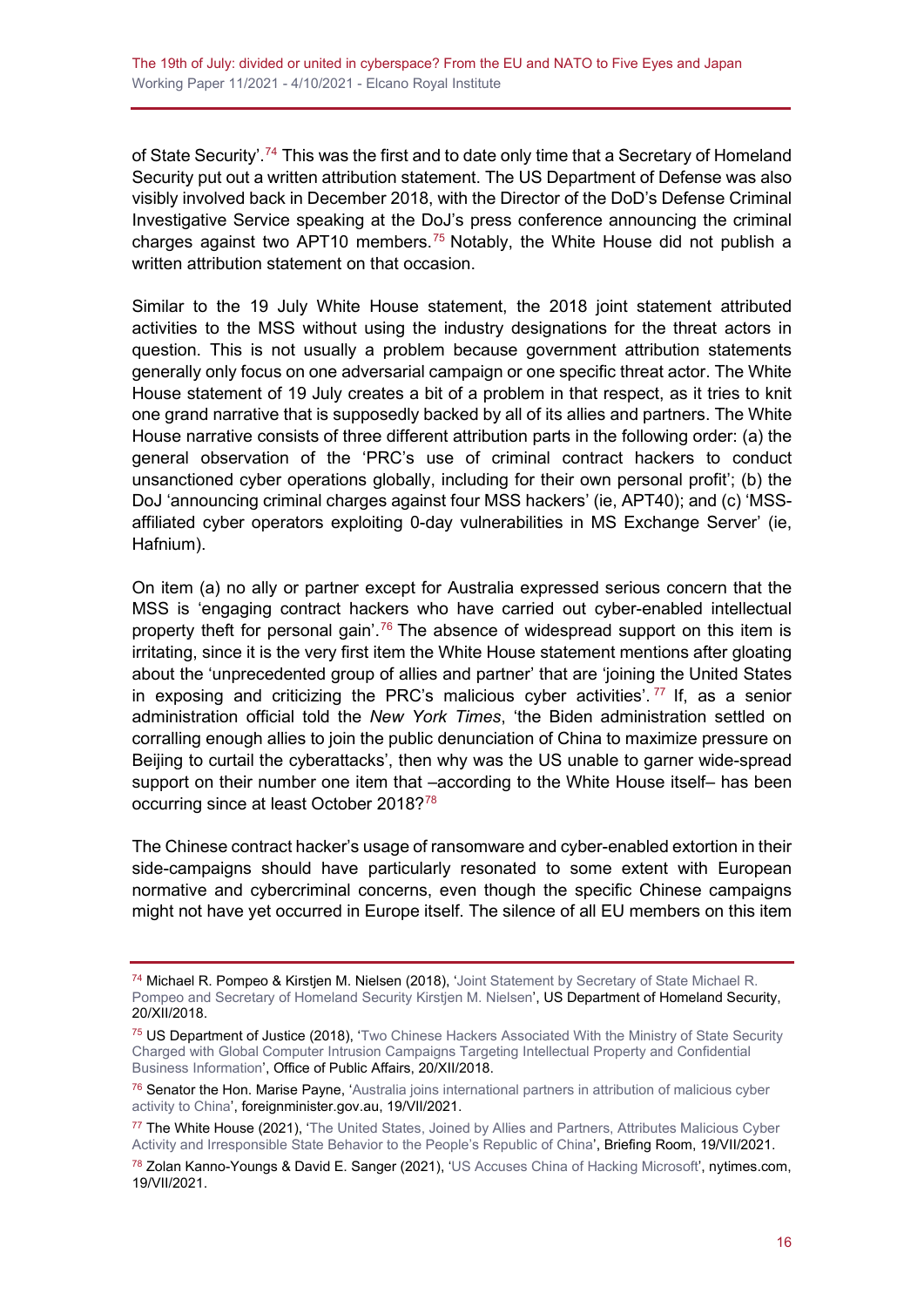of State Security'.[74] This was the first and to date only time that a Secretary of Homeland Security put out a written attribution statement. The US Department of Defense was also visibly involved back in December 2018, with the Director of the DoD's Defense Criminal Investigative Service speaking at the DoJ's press conference announcing the criminal charges against two APT10 members.[75] Notably, the White House did not publish a written attribution statement on that occasion.

Similar to the 19 July White House statement, the 2018 joint statement attributed activities to the MSS without using the industry designations for the threat actors in question. This is not usually a problem because government attribution statements generally only focus on one adversarial campaign or one specific threat actor. The White House statement of 19 July creates a bit of a problem in that respect, as it tries to knit one grand narrative that is supposedly backed by all of its allies and partners. The White House narrative consists of three different attribution parts in the following order: (a) the general observation of the 'PRC's use of criminal contract hackers to conduct unsanctioned cyber operations globally, including for their own personal profit'; (b) the DoJ 'announcing criminal charges against four MSS hackers' (ie, APT40); and (c) 'MSS-affiliated cyber operators exploiting 0-day vulnerabilities in MS Exchange Server' (ie, Hafnium).

On item (a) no ally or partner except for Australia expressed serious concern that the MSS is 'engaging contract hackers who have carried out cyber-enabled intellectual property theft for personal gain'.[76] The absence of widespread support on this item is irritating, since it is the very first item the White House statement mentions after gloating about the 'unprecedented group of allies and partner' that are 'joining the United States in exposing and criticizing the PRC's malicious cyber activities'.[77] If, as a senior administration official told the *New York Times*, 'the Biden administration settled on corralling enough allies to join the public denunciation of China to maximize pressure on Beijing to curtail the cyberattacks', then why was the US unable to garner wide-spread support on their number one item that –according to the White House itself– has been occurring since at least October 2018?[78]

The Chinese contract hacker's usage of ransomware and cyber-enabled extortion in their side-campaigns should have particularly resonated to some extent with European normative and cybercriminal concerns, even though the specific Chinese campaigns might not have yet occurred in Europe itself. The silence of all EU members on this item

---

[74] Michael R. Pompeo & Kirstjen M. Nielsen (2018), 'Joint Statement by Secretary of State Michael R. Pompeo and Secretary of Homeland Security Kirstjen M. Nielsen', US Department of Homeland Security, 20/XII/2018.

[75] US Department of Justice (2018), 'Two Chinese Hackers Associated With the Ministry of State Security Charged with Global Computer Intrusion Campaigns Targeting Intellectual Property and Confidential Business Information', Office of Public Affairs, 20/XII/2018.

[76] Senator the Hon. Marise Payne, 'Australia joins international partners in attribution of malicious cyber activity to China', foreignminister.gov.au, 19/VII/2021.

[77] The White House (2021), 'The United States, Joined by Allies and Partners, Attributes Malicious Cyber Activity and Irresponsible State Behavior to the People's Republic of China', Briefing Room, 19/VII/2021.

[78] Zolan Kanno-Youngs & David E. Sanger (2021), 'US Accuses China of Hacking Microsoft', nytimes.com, 19/VII/2021.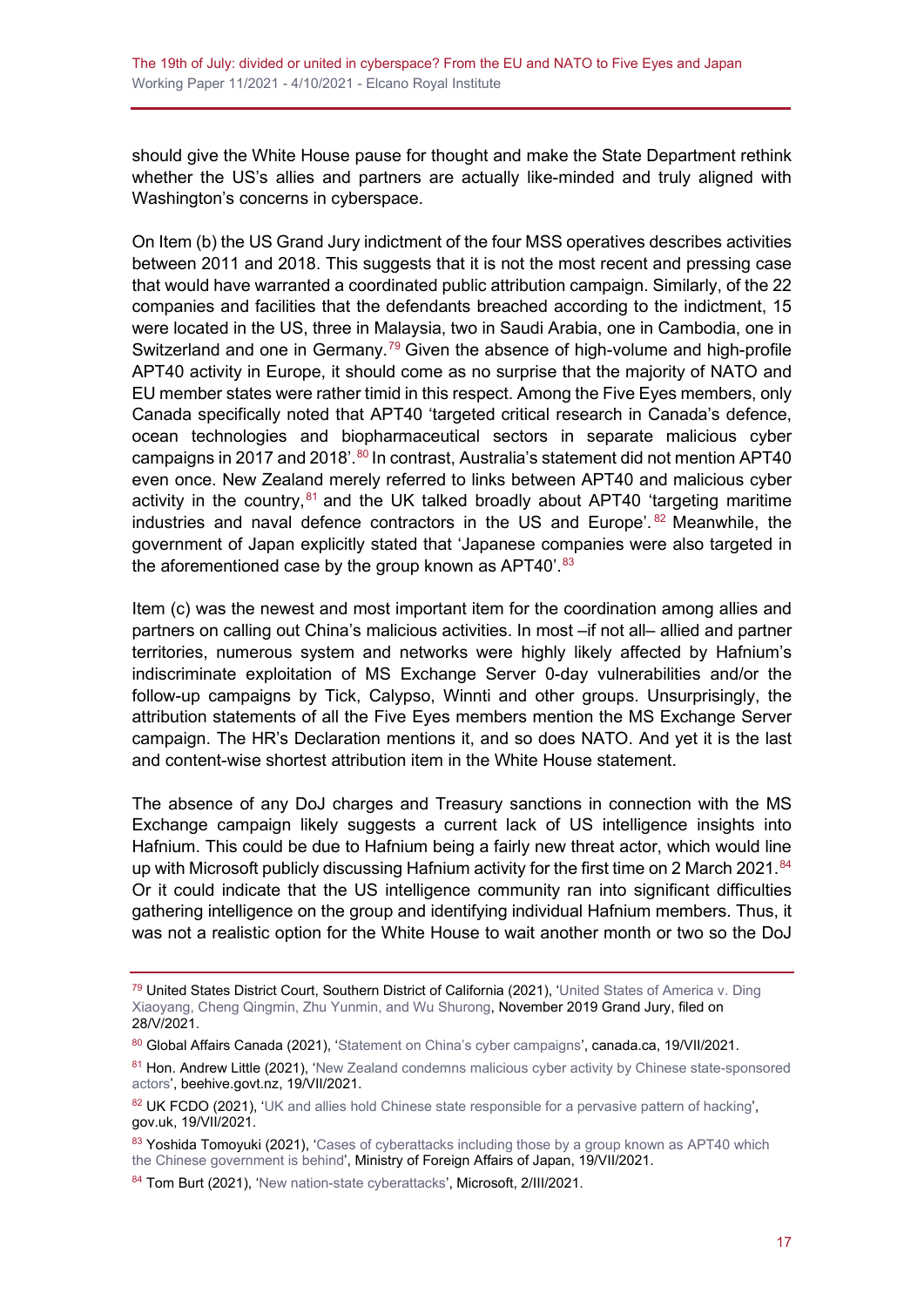should give the White House pause for thought and make the State Department rethink whether the US's allies and partners are actually like-minded and truly aligned with Washington's concerns in cyberspace.

On Item (b) the US Grand Jury indictment of the four MSS operatives describes activities between 2011 and 2018. This suggests that it is not the most recent and pressing case that would have warranted a coordinated public attribution campaign. Similarly, of the 22 companies and facilities that the defendants breached according to the indictment, 15 were located in the US, three in Malaysia, two in Saudi Arabia, one in Cambodia, one in Switzerland and one in Germany.[79] Given the absence of high-volume and high-profile APT40 activity in Europe, it should come as no surprise that the majority of NATO and EU member states were rather timid in this respect. Among the Five Eyes members, only Canada specifically noted that APT40 'targeted critical research in Canada's defence, ocean technologies and biopharmaceutical sectors in separate malicious cyber campaigns in 2017 and 2018'.[80] In contrast, Australia's statement did not mention APT40 even once. New Zealand merely referred to links between APT40 and malicious cyber activity in the country,[81] and the UK talked broadly about APT40 'targeting maritime industries and naval defence contractors in the US and Europe'.[82] Meanwhile, the government of Japan explicitly stated that 'Japanese companies were also targeted in the aforementioned case by the group known as APT40'.[83]

Item (c) was the newest and most important item for the coordination among allies and partners on calling out China's malicious activities. In most –if not all– allied and partner territories, numerous system and networks were highly likely affected by Hafnium's indiscriminate exploitation of MS Exchange Server 0-day vulnerabilities and/or the follow-up campaigns by Tick, Calypso, Winnti and other groups. Unsurprisingly, the attribution statements of all the Five Eyes members mention the MS Exchange Server campaign. The HR's Declaration mentions it, and so does NATO. And yet it is the last and content-wise shortest attribution item in the White House statement.

The absence of any DoJ charges and Treasury sanctions in connection with the MS Exchange campaign likely suggests a current lack of US intelligence insights into Hafnium. This could be due to Hafnium being a fairly new threat actor, which would line up with Microsoft publicly discussing Hafnium activity for the first time on 2 March 2021.[84] Or it could indicate that the US intelligence community ran into significant difficulties gathering intelligence on the group and identifying individual Hafnium members. Thus, it was not a realistic option for the White House to wait another month or two so the DoJ

---

[79] United States District Court, Southern District of California (2021), 'United States of America v. Ding Xiaoyang, Cheng Qingmin, Zhu Yunmin, and Wu Shurong, November 2019 Grand Jury, filed on 28/V/2021.

[80] Global Affairs Canada (2021), 'Statement on China's cyber campaigns', canada.ca, 19/VII/2021.

[81] Hon. Andrew Little (2021), 'New Zealand condemns malicious cyber activity by Chinese state-sponsored actors', beehive.govt.nz, 19/VII/2021.

[82] UK FCDO (2021), 'UK and allies hold Chinese state responsible for a pervasive pattern of hacking', gov.uk, 19/VII/2021.

[83] Yoshida Tomoyuki (2021), 'Cases of cyberattacks including those by a group known as APT40 which the Chinese government is behind', Ministry of Foreign Affairs of Japan, 19/VII/2021.

[84] Tom Burt (2021), 'New nation-state cyberattacks', Microsoft, 2/III/2021.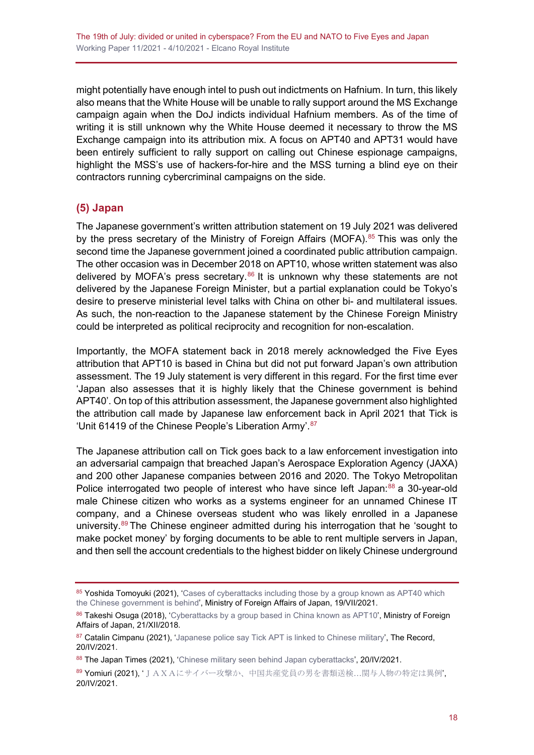might potentially have enough intel to push out indictments on Hafnium. In turn, this likely also means that the White House will be unable to rally support around the MS Exchange campaign again when the DoJ indicts individual Hafnium members. As of the time of writing it is still unknown why the White House deemed it necessary to throw the MS Exchange campaign into its attribution mix. A focus on APT40 and APT31 would have been entirely sufficient to rally support on calling out Chinese espionage campaigns, highlight the MSS's use of hackers-for-hire and the MSS turning a blind eye on their contractors running cybercriminal campaigns on the side.

### (5) Japan

The Japanese government's written attribution statement on 19 July 2021 was delivered by the press secretary of the Ministry of Foreign Affairs (MOFA).[85] This was only the second time the Japanese government joined a coordinated public attribution campaign. The other occasion was in December 2018 on APT10, whose written statement was also delivered by MOFA's press secretary.[86] It is unknown why these statements are not delivered by the Japanese Foreign Minister, but a partial explanation could be Tokyo's desire to preserve ministerial level talks with China on other bi- and multilateral issues. As such, the non-reaction to the Japanese statement by the Chinese Foreign Ministry could be interpreted as political reciprocity and recognition for non-escalation.

Importantly, the MOFA statement back in 2018 merely acknowledged the Five Eyes attribution that APT10 is based in China but did not put forward Japan's own attribution assessment. The 19 July statement is very different in this regard. For the first time ever 'Japan also assesses that it is highly likely that the Chinese government is behind APT40'. On top of this attribution assessment, the Japanese government also highlighted the attribution call made by Japanese law enforcement back in April 2021 that Tick is 'Unit 61419 of the Chinese People's Liberation Army'.[87]

The Japanese attribution call on Tick goes back to a law enforcement investigation into an adversarial campaign that breached Japan's Aerospace Exploration Agency (JAXA) and 200 other Japanese companies between 2016 and 2020. The Tokyo Metropolitan Police interrogated two people of interest who have since left Japan:[88] a 30-year-old male Chinese citizen who works as a systems engineer for an unnamed Chinese IT company, and a Chinese overseas student who was likely enrolled in a Japanese university.[89] The Chinese engineer admitted during his interrogation that he 'sought to make pocket money' by forging documents to be able to rent multiple servers in Japan, and then sell the account credentials to the highest bidder on likely Chinese underground

---

[85] Yoshida Tomoyuki (2021), 'Cases of cyberattacks including those by a group known as APT40 which the Chinese government is behind', Ministry of Foreign Affairs of Japan, 19/VII/2021.

[86] Takeshi Osuga (2018), 'Cyberattacks by a group based in China known as APT10', Ministry of Foreign Affairs of Japan, 21/XII/2018.

[87] Catalin Cimpanu (2021), 'Japanese police say Tick APT is linked to Chinese military', The Record, 20/IV/2021.

[88] The Japan Times (2021), 'Chinese military seen behind Japan cyberattacks', 20/IV/2021.

[89] Yomiuri (2021), 'ＪＡＸＡにサイバー攻撃か、中国共産党員の男を書類送検…関与人物の特定は異例', 20/IV/2021.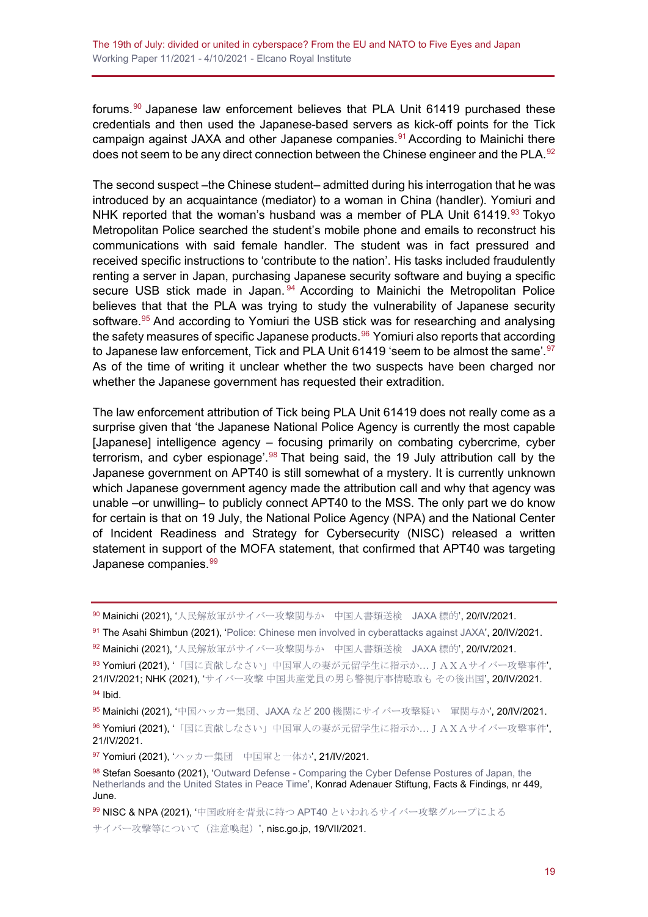forums.[90] Japanese law enforcement believes that PLA Unit 61419 purchased these credentials and then used the Japanese-based servers as kick-off points for the Tick campaign against JAXA and other Japanese companies.[91] According to Mainichi there does not seem to be any direct connection between the Chinese engineer and the PLA.[92]

The second suspect –the Chinese student– admitted during his interrogation that he was introduced by an acquaintance (mediator) to a woman in China (handler). Yomiuri and NHK reported that the woman's husband was a member of PLA Unit 61419.[93] Tokyo Metropolitan Police searched the student's mobile phone and emails to reconstruct his communications with said female handler. The student was in fact pressured and received specific instructions to 'contribute to the nation'. His tasks included fraudulently renting a server in Japan, purchasing Japanese security software and buying a specific secure USB stick made in Japan.[94] According to Mainichi the Metropolitan Police believes that that the PLA was trying to study the vulnerability of Japanese security software.[95] And according to Yomiuri the USB stick was for researching and analysing the safety measures of specific Japanese products.[96] Yomiuri also reports that according to Japanese law enforcement, Tick and PLA Unit 61419 'seem to be almost the same'.[97] As of the time of writing it unclear whether the two suspects have been charged nor whether the Japanese government has requested their extradition.

The law enforcement attribution of Tick being PLA Unit 61419 does not really come as a surprise given that 'the Japanese National Police Agency is currently the most capable [Japanese] intelligence agency – focusing primarily on combating cybercrime, cyber terrorism, and cyber espionage'.[98] That being said, the 19 July attribution call by the Japanese government on APT40 is still somewhat of a mystery. It is currently unknown which Japanese government agency made the attribution call and why that agency was unable –or unwilling– to publicly connect APT40 to the MSS. The only part we do know for certain is that on 19 July, the National Police Agency (NPA) and the National Center of Incident Readiness and Strategy for Cybersecurity (NISC) released a written statement in support of the MOFA statement, that confirmed that APT40 was targeting Japanese companies.[99]

---

[90] Mainichi (2021), '人民解放軍がサイバー攻撃関与か　中国人書類送検　JAXA 標的', 20/IV/2021.

[91] The Asahi Shimbun (2021), 'Police: Chinese men involved in cyberattacks against JAXA', 20/IV/2021.

[92] Mainichi (2021), '人民解放軍がサイバー攻撃関与か　中国人書類送検　JAXA 標的', 20/IV/2021.

[93] Yomiuri (2021), '「国に貢献しなさい」中国軍人の妻が元留学生に指示か…ＪＡＸＡサイバー攻撃事件', 21/IV/2021; NHK (2021), 'サイバー攻撃 中国共産党員の男ら警視庁事情聴取も その後出国', 20/IV/2021.

[94] Ibid.

[95] Mainichi (2021), '中国ハッカー集団、JAXA など 200 機関にサイバー攻撃疑い　軍関与か', 20/IV/2021.

[96] Yomiuri (2021), '「国に貢献しなさい」中国軍人の妻が元留学生に指示か…ＪＡＸＡサイバー攻撃事件', 21/IV/2021.

[97] Yomiuri (2021), 'ハッカー集団　中国軍と一体か', 21/IV/2021.

[98] Stefan Soesanto (2021), 'Outward Defense - Comparing the Cyber Defense Postures of Japan, the Netherlands and the United States in Peace Time', Konrad Adenauer Stiftung, Facts & Findings, nr 449, June.

[99] NISC & NPA (2021), '中国政府を背景に持つ APT40 といわれるサイバー攻撃グループによるサイバー攻撃等について（注意喚起）', nisc.go.jp, 19/VII/2021.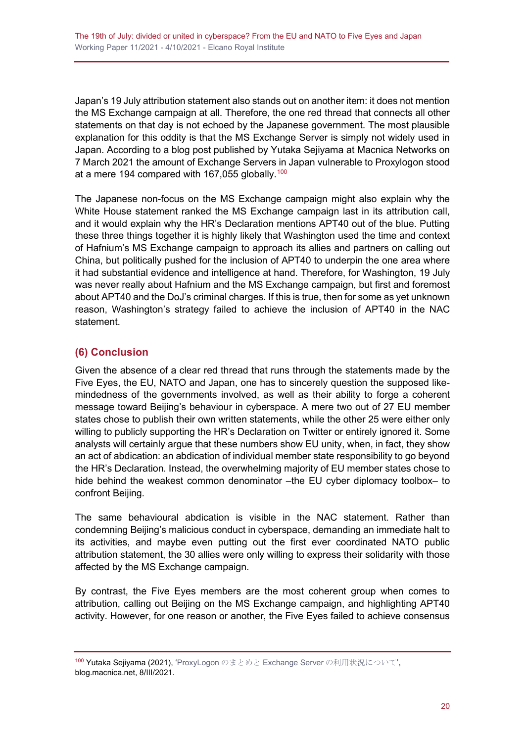Japan's 19 July attribution statement also stands out on another item: it does not mention the MS Exchange campaign at all. Therefore, the one red thread that connects all other statements on that day is not echoed by the Japanese government. The most plausible explanation for this oddity is that the MS Exchange Server is simply not widely used in Japan. According to a blog post published by Yutaka Sejiyama at Macnica Networks on 7 March 2021 the amount of Exchange Servers in Japan vulnerable to Proxylogon stood at a mere 194 compared with 167,055 globally.[100]

The Japanese non-focus on the MS Exchange campaign might also explain why the White House statement ranked the MS Exchange campaign last in its attribution call, and it would explain why the HR's Declaration mentions APT40 out of the blue. Putting these three things together it is highly likely that Washington used the time and context of Hafnium's MS Exchange campaign to approach its allies and partners on calling out China, but politically pushed for the inclusion of APT40 to underpin the one area where it had substantial evidence and intelligence at hand. Therefore, for Washington, 19 July was never really about Hafnium and the MS Exchange campaign, but first and foremost about APT40 and the DoJ's criminal charges. If this is true, then for some as yet unknown reason, Washington's strategy failed to achieve the inclusion of APT40 in the NAC statement.

## (6) Conclusion

Given the absence of a clear red thread that runs through the statements made by the Five Eyes, the EU, NATO and Japan, one has to sincerely question the supposed like-mindedness of the governments involved, as well as their ability to forge a coherent message toward Beijing's behaviour in cyberspace. A mere two out of 27 EU member states chose to publish their own written statements, while the other 25 were either only willing to publicly supporting the HR's Declaration on Twitter or entirely ignored it. Some analysts will certainly argue that these numbers show EU unity, when, in fact, they show an act of abdication: an abdication of individual member state responsibility to go beyond the HR's Declaration. Instead, the overwhelming majority of EU member states chose to hide behind the weakest common denominator –the EU cyber diplomacy toolbox– to confront Beijing.

The same behavioural abdication is visible in the NAC statement. Rather than condemning Beijing's malicious conduct in cyberspace, demanding an immediate halt to its activities, and maybe even putting out the first ever coordinated NATO public attribution statement, the 30 allies were only willing to express their solidarity with those affected by the MS Exchange campaign.

By contrast, the Five Eyes members are the most coherent group when comes to attribution, calling out Beijing on the MS Exchange campaign, and highlighting APT40 activity. However, for one reason or another, the Five Eyes failed to achieve consensus

---

[100] Yutaka Sejiyama (2021), 'ProxyLogon のまとめと Exchange Server の利用状況について', blog.macnica.net, 8/III/2021.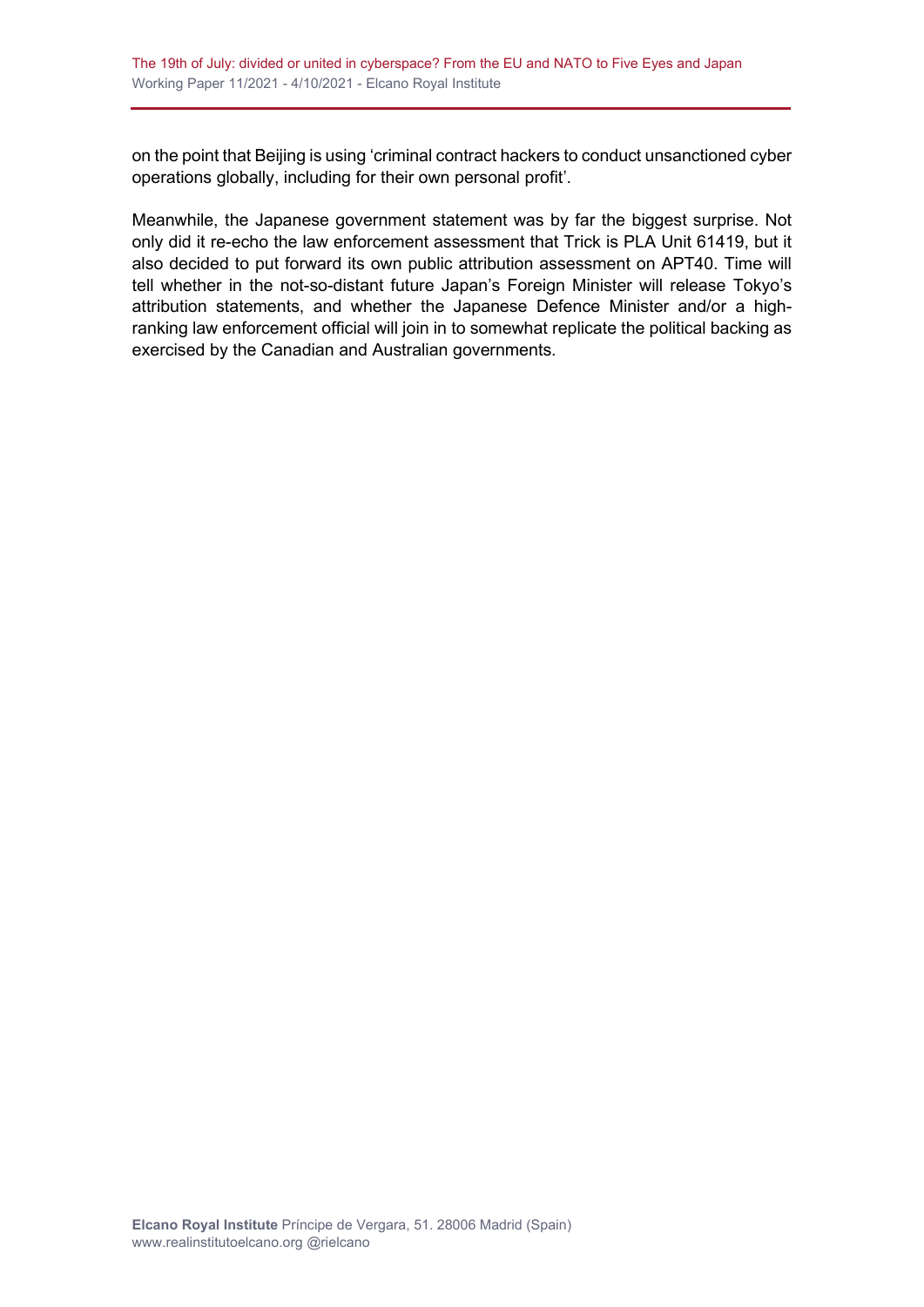on the point that Beijing is using 'criminal contract hackers to conduct unsanctioned cyber operations globally, including for their own personal profit'.

Meanwhile, the Japanese government statement was by far the biggest surprise. Not only did it re-echo the law enforcement assessment that Trick is PLA Unit 61419, but it also decided to put forward its own public attribution assessment on APT40. Time will tell whether in the not-so-distant future Japan's Foreign Minister will release Tokyo's attribution statements, and whether the Japanese Defence Minister and/or a high-ranking law enforcement official will join in to somewhat replicate the political backing as exercised by the Canadian and Australian governments.